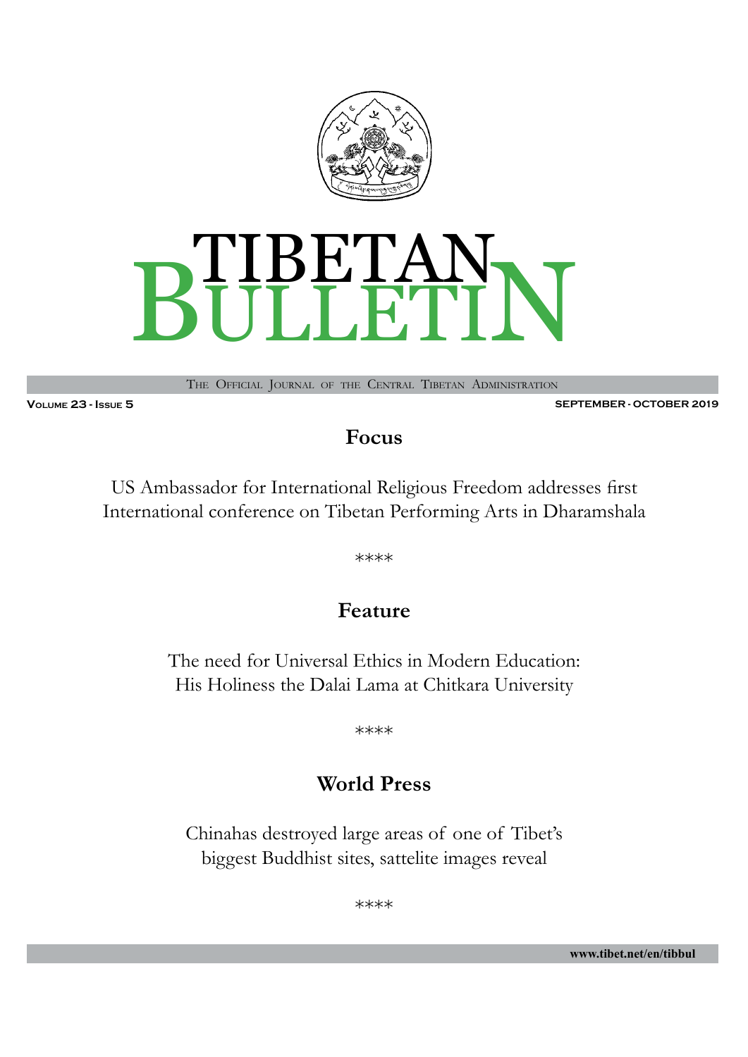# TIBETAN BULLETIN

THE OFFICIAL JOURNAL OF THE CENTRAL TIBETAN ADMINISTRATION

VOLUME 23 - ISSUE 5

SEPTEMBER - OCTOBER 2019

## Focus

US Ambassador for International Religious Freedom addresses first International conference on Tibetan Performing Arts in Dharamshala

****

## Feature

The need for Universal Ethics in Modern Education: His Holiness the Dalai Lama at Chitkara University

****

## World Press

Chinahas destroyed large areas of one of Tibet's biggest Buddhist sites, sattelite images reveal

****

www.tibet.net/en/tibbul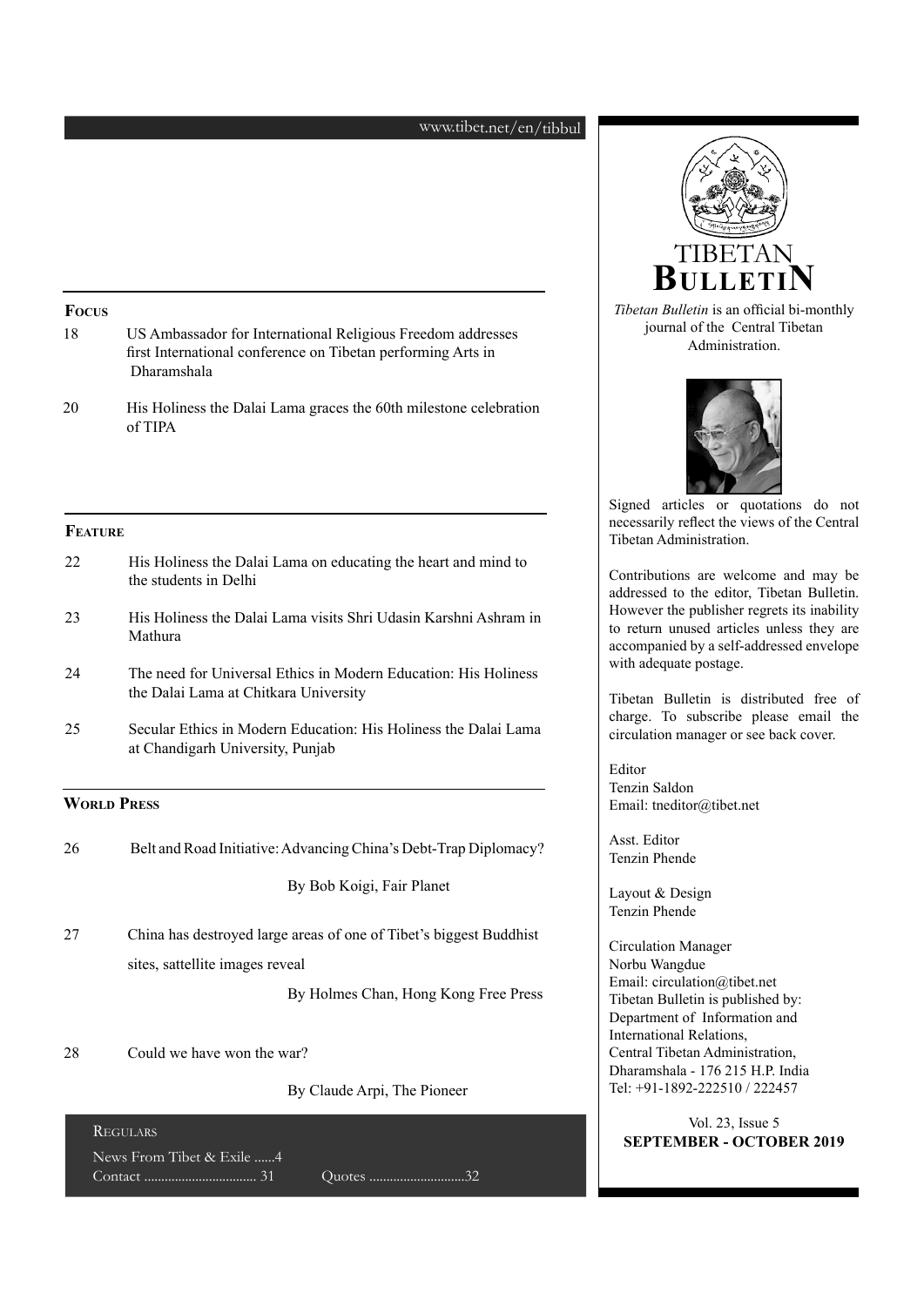www.tibet.net/en/tibbul

## Focus

18 US Ambassador for International Religious Freedom addresses first International conference on Tibetan performing Arts in Dharamshala

20 His Holiness the Dalai Lama graces the 60th milestone celebration of TIPA

## Feature

22 His Holiness the Dalai Lama on educating the heart and mind to the students in Delhi

23 His Holiness the Dalai Lama visits Shri Udasin Karshni Ashram in Mathura

24 The need for Universal Ethics in Modern Education: His Holiness the Dalai Lama at Chitkara University

25 Secular Ethics in Modern Education: His Holiness the Dalai Lama at Chandigarh University, Punjab

## World Press

26 Belt and Road Initiative: Advancing China's Debt-Trap Diplomacy?

By Bob Koigi, Fair Planet

27 China has destroyed large areas of one of Tibet's biggest Buddhist sites, sattellite images reveal

By Holmes Chan, Hong Kong Free Press

28 Could we have won the war?

By Claude Arpi, The Pioneer

### Regulars

News From Tibet & Exile ......4
Contact ................................ 31
Quotes ............................32

# Tibetan Bulletin

*Tibetan Bulletin* is an official bi-monthly journal of the Central Tibetan Administration.

Signed articles or quotations do not necessarily reflect the views of the Central Tibetan Administration.

Contributions are welcome and may be addressed to the editor, Tibetan Bulletin. However the publisher regrets its inability to return unused articles unless they are accompanied by a self-addressed envelope with adequate postage.

Tibetan Bulletin is distributed free of charge. To subscribe please email the circulation manager or see back cover.

Editor
Tenzin Saldon
Email: tneditor@tibet.net

Asst. Editor
Tenzin Phende

Layout & Design
Tenzin Phende

Circulation Manager
Norbu Wangdue
Email: circulation@tibet.net

Tibetan Bulletin is published by:
Department of Information and International Relations,
Central Tibetan Administration,
Dharamshala - 176 215 H.P. India
Tel: +91-1892-222510 / 222457

Vol. 23, Issue 5
**SEPTEMBER - OCTOBER 2019**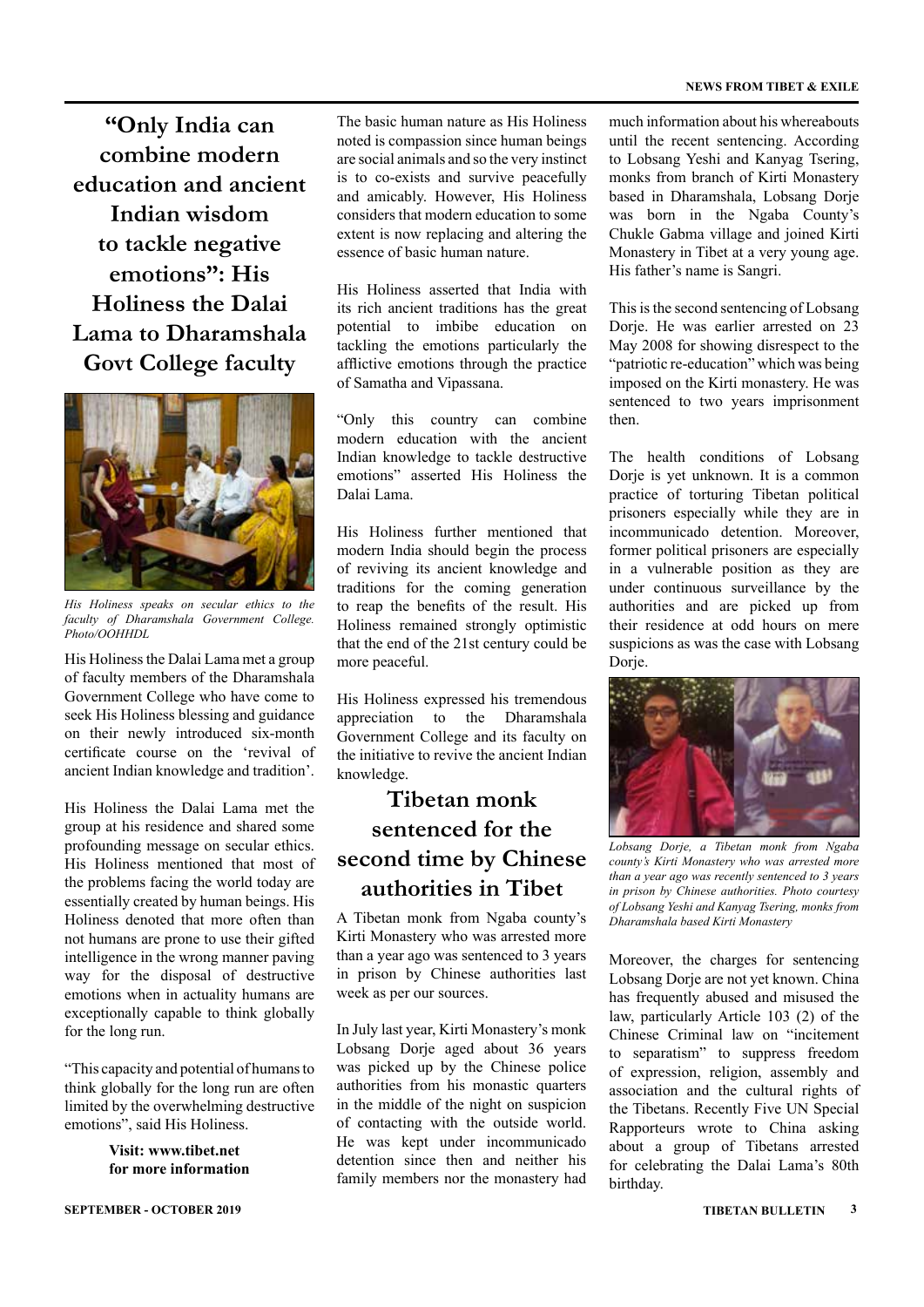## "Only India can combine modern education and ancient Indian wisdom to tackle negative emotions": His Holiness the Dalai Lama to Dharamshala Govt College faculty

*His Holiness speaks on secular ethics to the faculty of Dharamshala Government College. Photo/OOHHDL*

His Holiness the Dalai Lama met a group of faculty members of the Dharamshala Government College who have come to seek His Holiness blessing and guidance on their newly introduced six-month certificate course on the 'revival of ancient Indian knowledge and tradition'.

His Holiness the Dalai Lama met the group at his residence and shared some profounding message on secular ethics. His Holiness mentioned that most of the problems facing the world today are essentially created by human beings. His Holiness denoted that more often than not humans are prone to use their gifted intelligence in the wrong manner paving way for the disposal of destructive emotions when in actuality humans are exceptionally capable to think globally for the long run.

"This capacity and potential of humans to think globally for the long run are often limited by the overwhelming destructive emotions", said His Holiness.

The basic human nature as His Holiness noted is compassion since human beings are social animals and so the very instinct is to co-exists and survive peacefully and amicably. However, His Holiness considers that modern education to some extent is now replacing and altering the essence of basic human nature.

His Holiness asserted that India with its rich ancient traditions has the great potential to imbibe education on tackling the emotions particularly the afflictive emotions through the practice of Samatha and Vipassana.

"Only this country can combine modern education with the ancient Indian knowledge to tackle destructive emotions" asserted His Holiness the Dalai Lama.

His Holiness further mentioned that modern India should begin the process of reviving its ancient knowledge and traditions for the coming generation to reap the benefits of the result. His Holiness remained strongly optimistic that the end of the 21st century could be more peaceful.

His Holiness expressed his tremendous appreciation to the Dharamshala Government College and its faculty on the initiative to revive the ancient Indian knowledge.

**Visit: www.tibet.net for more information**

## Tibetan monk sentenced for the second time by Chinese authorities in Tibet

A Tibetan monk from Ngaba county's Kirti Monastery who was arrested more than a year ago was sentenced to 3 years in prison by Chinese authorities last week as per our sources.

In July last year, Kirti Monastery's monk Lobsang Dorje aged about 36 years was picked up by the Chinese police authorities from his monastic quarters in the middle of the night on suspicion of contacting with the outside world. He was kept under incommunicado detention since then and neither his family members nor the monastery had much information about his whereabouts until the recent sentencing. According to Lobsang Yeshi and Kanyag Tsering, monks from branch of Kirti Monastery based in Dharamshala, Lobsang Dorje was born in the Ngaba County's Chukle Gabma village and joined Kirti Monastery in Tibet at a very young age. His father's name is Sangri.

This is the second sentencing of Lobsang Dorje. He was earlier arrested on 23 May 2008 for showing disrespect to the "patriotic re-education" which was being imposed on the Kirti monastery. He was sentenced to two years imprisonment then.

The health conditions of Lobsang Dorje is yet unknown. It is a common practice of torturing Tibetan political prisoners especially while they are in incommunicado detention. Moreover, former political prisoners are especially in a vulnerable position as they are under continuous surveillance by the authorities and are picked up from their residence at odd hours on mere suspicions as was the case with Lobsang Dorje.

*Lobsang Dorje, a Tibetan monk from Ngaba county's Kirti Monastery who was arrested more than a year ago was recently sentenced to 3 years in prison by Chinese authorities. Photo courtesy of Lobsang Yeshi and Kanyag Tsering, monks from Dharamshala based Kirti Monastery*

Moreover, the charges for sentencing Lobsang Dorje are not yet known. China has frequently abused and misused the law, particularly Article 103 (2) of the Chinese Criminal law on "incitement to separatism" to suppress freedom of expression, religion, assembly and association and the cultural rights of the Tibetans. Recently Five UN Special Rapporteurs wrote to China asking about a group of Tibetans arrested for celebrating the Dalai Lama's 80th birthday.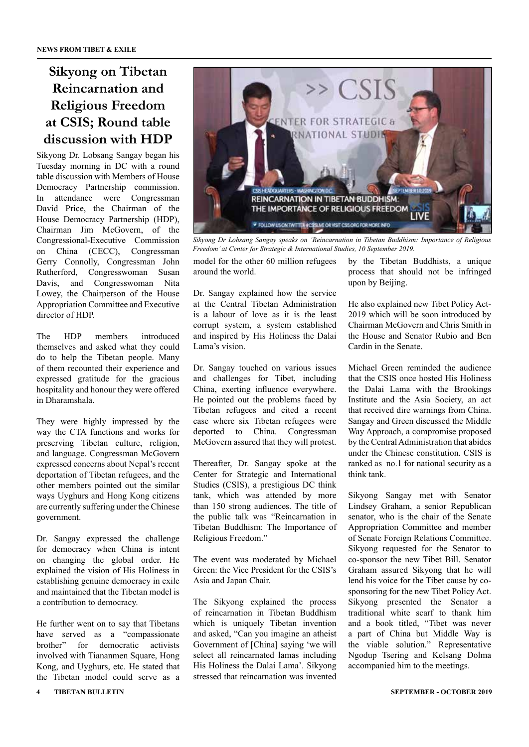# Sikyong on Tibetan Reincarnation and Religious Freedom at CSIS; Round table discussion with HDP

Sikyong Dr. Lobsang Sangay began his Tuesday morning in DC with a round table discussion with Members of House Democracy Partnership commission. In attendance were Congressman David Price, the Chairman of the House Democracy Partnership (HDP), Chairman Jim McGovern, of the Congressional-Executive Commission on China (CECC), Congressman Gerry Connolly, Congressman John Rutherford, Congresswoman Susan Davis, and Congresswoman Nita Lowey, the Chairperson of the House Appropriation Committee and Executive director of HDP.

The HDP members introduced themselves and asked what they could do to help the Tibetan people. Many of them recounted their experience and expressed gratitude for the gracious hospitality and honour they were offered in Dharamshala.

They were highly impressed by the way the CTA functions and works for preserving Tibetan culture, religion, and language. Congressman McGovern expressed concerns about Nepal's recent deportation of Tibetan refugees, and the other members pointed out the similar ways Uyghurs and Hong Kong citizens are currently suffering under the Chinese government.

Dr. Sangay expressed the challenge for democracy when China is intent on changing the global order. He explained the vision of His Holiness in establishing genuine democracy in exile and maintained that the Tibetan model is a contribution to democracy.

He further went on to say that Tibetans have served as a "compassionate brother" for democratic activists involved with Tiananmen Square, Hong Kong, and Uyghurs, etc. He stated that the Tibetan model could serve as a model for the other 60 million refugees around the world.

*Sikyong Dr Lobsang Sangay speaks on 'Reincarnation in Tibetan Buddhism: Importance of Religious Freedom' at Center for Strategic & International Studies, 10 September 2019.*

Dr. Sangay explained how the service at the Central Tibetan Administration is a labour of love as it is the least corrupt system, a system established and inspired by His Holiness the Dalai Lama's vision.

Dr. Sangay touched on various issues and challenges for Tibet, including China, exerting influence everywhere. He pointed out the problems faced by Tibetan refugees and cited a recent case where six Tibetan refugees were deported to China. Congressman McGovern assured that they will protest.

Thereafter, Dr. Sangay spoke at the Center for Strategic and International Studies (CSIS), a prestigious DC think tank, which was attended by more than 150 strong audiences. The title of the public talk was "Reincarnation in Tibetan Buddhism: The Importance of Religious Freedom."

The event was moderated by Michael Green: the Vice President for the CSIS's Asia and Japan Chair.

The Sikyong explained the process of reincarnation in Tibetan Buddhism which is uniquely Tibetan invention and asked, "Can you imagine an atheist Government of [China] saying 'we will select all reincarnated lamas including His Holiness the Dalai Lama'. Sikyong stressed that reincarnation was invented by the Tibetan Buddhists, a unique process that should not be infringed upon by Beijing.

He also explained new Tibet Policy Act-2019 which will be soon introduced by Chairman McGovern and Chris Smith in the House and Senator Rubio and Ben Cardin in the Senate.

Michael Green reminded the audience that the CSIS once hosted His Holiness the Dalai Lama with the Brookings Institute and the Asia Society, an act that received dire warnings from China. Sangay and Green discussed the Middle Way Approach, a compromise proposed by the Central Administration that abides under the Chinese constitution. CSIS is ranked as no.1 for national security as a think tank.

Sikyong Sangay met with Senator Lindsey Graham, a senior Republican senator, who is the chair of the Senate Appropriation Committee and member of Senate Foreign Relations Committee. Sikyong requested for the Senator to co-sponsor the new Tibet Bill. Senator Graham assured Sikyong that he will lend his voice for the Tibet cause by co-sponsoring for the new Tibet Policy Act. Sikyong presented the Senator a traditional white scarf to thank him and a book titled, "Tibet was never a part of China but Middle Way is the viable solution." Representative Ngodup Tsering and Kelsang Dolma accompanied him to the meetings.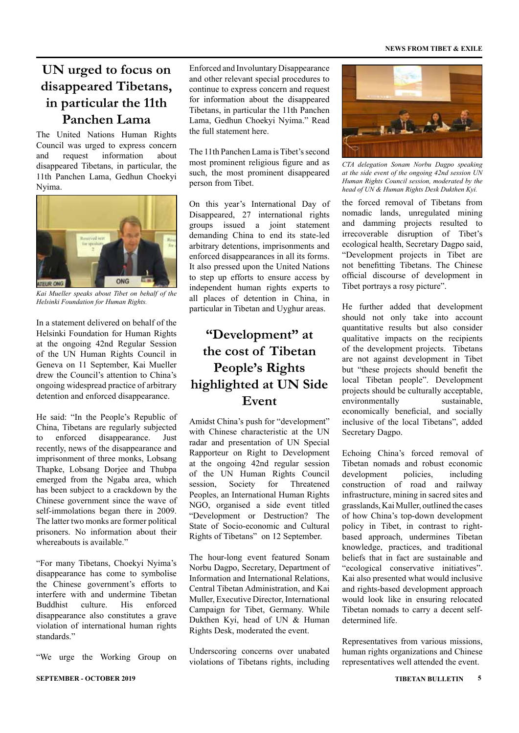## UN urged to focus on disappeared Tibetans, in particular the 11th Panchen Lama

The United Nations Human Rights Council was urged to express concern and request information about disappeared Tibetans, in particular, the 11th Panchen Lama, Gedhun Choekyi Nyima.

*Kai Mueller speaks about Tibet on behalf of the Helsinki Foundation for Human Rights.*

In a statement delivered on behalf of the Helsinki Foundation for Human Rights at the ongoing 42nd Regular Session of the UN Human Rights Council in Geneva on 11 September, Kai Mueller drew the Council's attention to China's ongoing widespread practice of arbitrary detention and enforced disappearance.

He said: "In the People's Republic of China, Tibetans are regularly subjected to enforced disappearance. Just recently, news of the disappearance and imprisonment of three monks, Lobsang Thapke, Lobsang Dorjee and Thubpa emerged from the Ngaba area, which has been subject to a crackdown by the Chinese government since the wave of self-immolations began there in 2009. The latter two monks are former political prisoners. No information about their whereabouts is available."

"For many Tibetans, Choekyi Nyima's disappearance has come to symbolise the Chinese government's efforts to interfere with and undermine Tibetan Buddhist culture. His enforced disappearance also constitutes a grave violation of international human rights standards."

"We urge the Working Group on Enforced and Involuntary Disappearance and other relevant special procedures to continue to express concern and request for information about the disappeared Tibetans, in particular the 11th Panchen Lama, Gedhun Choekyi Nyima." Read the full statement here.

The 11th Panchen Lama is Tibet's second most prominent religious figure and as such, the most prominent disappeared person from Tibet.

On this year's International Day of Disappeared, 27 international rights groups issued a joint statement demanding China to end its state-led arbitrary detentions, imprisonments and enforced disappearances in all its forms. It also pressed upon the United Nations to step up efforts to ensure access by independent human rights experts to all places of detention in China, in particular in Tibetan and Uyghur areas.

## "Development" at the cost of Tibetan People's Rights highlighted at UN Side Event

Amidst China's push for "development" with Chinese characteristic at the UN radar and presentation of UN Special Rapporteur on Right to Development at the ongoing 42nd regular session of the UN Human Rights Council session, Society for Threatened Peoples, an International Human Rights NGO, organised a side event titled "Development or Destruction? The State of Socio-economic and Cultural Rights of Tibetans" on 12 September.

The hour-long event featured Sonam Norbu Dagpo, Secretary, Department of Information and International Relations, Central Tibetan Administration, and Kai Muller, Executive Director, International Campaign for Tibet, Germany. While Dukthen Kyi, head of UN & Human Rights Desk, moderated the event.

Underscoring concerns over unabated violations of Tibetans rights, including the forced removal of Tibetans from nomadic lands, unregulated mining and damming projects resulted to irrecoverable disruption of Tibet's ecological health, Secretary Dagpo said, "Development projects in Tibet are not benefitting Tibetans. The Chinese official discourse of development in Tibet portrays a rosy picture".

*CTA delegation Sonam Norbu Dagpo speaking at the side event of the ongoing 42nd session UN Human Rights Council session, moderated by the head of UN & Human Rights Desk Dukthen Kyi.*

He further added that development should not only take into account quantitative results but also consider qualitative impacts on the recipients of the development projects. Tibetans are not against development in Tibet but "these projects should benefit the local Tibetan people". Development projects should be culturally acceptable, environmentally sustainable, economically beneficial, and socially inclusive of the local Tibetans", added Secretary Dagpo.

Echoing China's forced removal of Tibetan nomads and robust economic development policies, including construction of road and railway infrastructure, mining in sacred sites and grasslands, Kai Muller, outlined the cases of how China's top-down development policy in Tibet, in contrast to right-based approach, undermines Tibetan knowledge, practices, and traditional beliefs that in fact are sustainable and "ecological conservative initiatives". Kai also presented what would inclusive and rights-based development approach would look like in ensuring relocated Tibetan nomads to carry a decent self-determined life.

Representatives from various missions, human rights organizations and Chinese representatives well attended the event.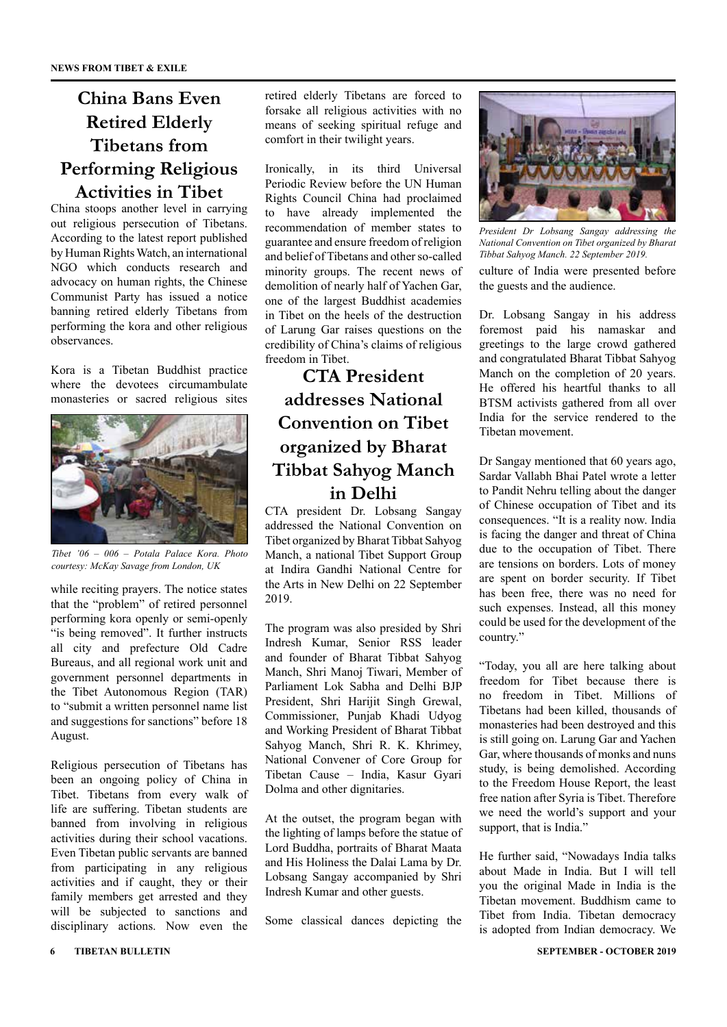## China Bans Even Retired Elderly Tibetans from Performing Religious Activities in Tibet

China stoops another level in carrying out religious persecution of Tibetans. According to the latest report published by Human Rights Watch, an international NGO which conducts research and advocacy on human rights, the Chinese Communist Party has issued a notice banning retired elderly Tibetans from performing the kora and other religious observances.

Kora is a Tibetan Buddhist practice where the devotees circumambulate monasteries or sacred religious sites while reciting prayers. The notice states that the "problem" of retired personnel performing kora openly or semi-openly "is being removed". It further instructs all city and prefecture Old Cadre Bureaus, and all regional work unit and government personnel departments in the Tibet Autonomous Region (TAR) to "submit a written personnel name list and suggestions for sanctions" before 18 August.

*Tibet '06 – 006 – Potala Palace Kora. Photo courtesy: McKay Savage from London, UK*

Religious persecution of Tibetans has been an ongoing policy of China in Tibet. Tibetans from every walk of life are suffering. Tibetan students are banned from involving in religious activities during their school vacations. Even Tibetan public servants are banned from participating in any religious activities and if caught, they or their family members get arrested and they will be subjected to sanctions and disciplinary actions. Now even the retired elderly Tibetans are forced to forsake all religious activities with no means of seeking spiritual refuge and comfort in their twilight years.

Ironically, in its third Universal Periodic Review before the UN Human Rights Council China had proclaimed to have already implemented the recommendation of member states to guarantee and ensure freedom of religion and belief of Tibetans and other so-called minority groups. The recent news of demolition of nearly half of Yachen Gar, one of the largest Buddhist academies in Tibet on the heels of the destruction of Larung Gar raises questions on the credibility of China's claims of religious freedom in Tibet.

## CTA President addresses National Convention on Tibet organized by Bharat Tibbat Sahyog Manch in Delhi

CTA president Dr. Lobsang Sangay addressed the National Convention on Tibet organized by Bharat Tibbat Sahyog Manch, a national Tibet Support Group at Indira Gandhi National Centre for the Arts in New Delhi on 22 September 2019.

The program was also presided by Shri Indresh Kumar, Senior RSS leader and founder of Bharat Tibbat Sahyog Manch, Shri Manoj Tiwari, Member of Parliament Lok Sabha and Delhi BJP President, Shri Harijit Singh Grewal, Commissioner, Punjab Khadi Udyog and Working President of Bharat Tibbat Sahyog Manch, Shri R. K. Khrimey, National Convener of Core Group for Tibetan Cause – India, Kasur Gyari Dolma and other dignitaries.

At the outset, the program began with the lighting of lamps before the statue of Lord Buddha, portraits of Bharat Maata and His Holiness the Dalai Lama by Dr. Lobsang Sangay accompanied by Shri Indresh Kumar and other guests.

Some classical dances depicting the culture of India were presented before the guests and the audience.

*President Dr Lobsang Sangay addressing the National Convention on Tibet organized by Bharat Tibbat Sahyog Manch. 22 September 2019.*

Dr. Lobsang Sangay in his address foremost paid his namaskar and greetings to the large crowd gathered and congratulated Bharat Tibbat Sahyog Manch on the completion of 20 years. He offered his heartful thanks to all BTSM activists gathered from all over India for the service rendered to the Tibetan movement.

Dr Sangay mentioned that 60 years ago, Sardar Vallabh Bhai Patel wrote a letter to Pandit Nehru telling about the danger of Chinese occupation of Tibet and its consequences. "It is a reality now. India is facing the danger and threat of China due to the occupation of Tibet. There are tensions on borders. Lots of money are spent on border security. If Tibet has been free, there was no need for such expenses. Instead, all this money could be used for the development of the country."

"Today, you all are here talking about freedom for Tibet because there is no freedom in Tibet. Millions of Tibetans had been killed, thousands of monasteries had been destroyed and this is still going on. Larung Gar and Yachen Gar, where thousands of monks and nuns study, is being demolished. According to the Freedom House Report, the least free nation after Syria is Tibet. Therefore we need the world's support and your support, that is India."

He further said, "Nowadays India talks about Made in India. But I will tell you the original Made in India is the Tibetan movement. Buddhism came to Tibet from India. Tibetan democracy is adopted from Indian democracy. We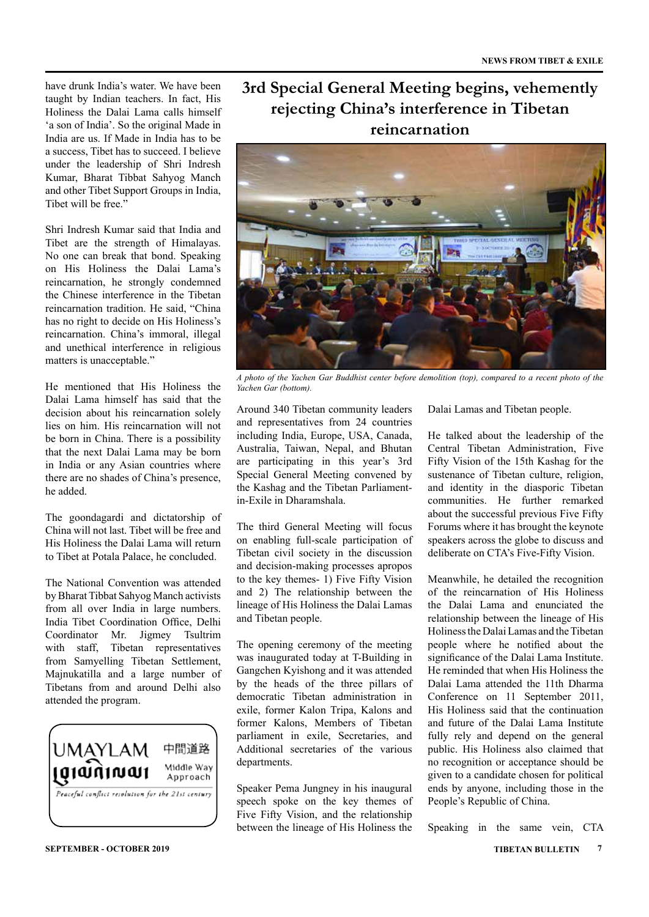have drunk India's water. We have been taught by Indian teachers. In fact, His Holiness the Dalai Lama calls himself 'a son of India'. So the original Made in India are us. If Made in India has to be a success, Tibet has to succeed. I believe under the leadership of Shri Indresh Kumar, Bharat Tibbat Sahyog Manch and other Tibet Support Groups in India, Tibet will be free."

Shri Indresh Kumar said that India and Tibet are the strength of Himalayas. No one can break that bond. Speaking on His Holiness the Dalai Lama's reincarnation, he strongly condemned the Chinese interference in the Tibetan reincarnation tradition. He said, "China has no right to decide on His Holiness's reincarnation. China's immoral, illegal and unethical interference in religious matters is unacceptable."

He mentioned that His Holiness the Dalai Lama himself has said that the decision about his reincarnation solely lies on him. His reincarnation will not be born in China. There is a possibility that the next Dalai Lama may be born in India or any Asian countries where there are no shades of China's presence, he added.

The goondagardi and dictatorship of China will not last. Tibet will be free and His Holiness the Dalai Lama will return to Tibet at Potala Palace, he concluded.

The National Convention was attended by Bharat Tibbat Sahyog Manch activists from all over India in large numbers. India Tibet Coordination Office, Delhi Coordinator Mr. Jigmey Tsultrim with staff, Tibetan representatives from Samyelling Tibetan Settlement, Majnukatilla and a large number of Tibetans from and around Delhi also attended the program.

UMAYLAM 中間道路 Middle Way Approach

*Peaceful conflict resolution for the 21st century*

# 3rd Special General Meeting begins, vehemently rejecting China's interference in Tibetan reincarnation

*A photo of the Yachen Gar Buddhist center before demolition (top), compared to a recent photo of the Yachen Gar (bottom).*

Around 340 Tibetan community leaders and representatives from 24 countries including India, Europe, USA, Canada, Australia, Taiwan, Nepal, and Bhutan are participating in this year's 3rd Special General Meeting convened by the Kashag and the Tibetan Parliament-in-Exile in Dharamshala.

The third General Meeting will focus on enabling full-scale participation of Tibetan civil society in the discussion and decision-making processes apropos to the key themes- 1) Five Fifty Vision and 2) The relationship between the lineage of His Holiness the Dalai Lamas and Tibetan people.

The opening ceremony of the meeting was inaugurated today at T-Building in Gangchen Kyishong and it was attended by the heads of the three pillars of democratic Tibetan administration in exile, former Kalon Tripa, Kalons and former Kalons, Members of Tibetan parliament in exile, Secretaries, and Additional secretaries of the various departments.

Speaker Pema Jungney in his inaugural speech spoke on the key themes of Five Fifty Vision, and the relationship between the lineage of His Holiness the Dalai Lamas and Tibetan people.

He talked about the leadership of the Central Tibetan Administration, Five Fifty Vision of the 15th Kashag for the sustenance of Tibetan culture, religion, and identity in the diasporic Tibetan communities. He further remarked about the successful previous Five Fifty Forums where it has brought the keynote speakers across the globe to discuss and deliberate on CTA's Five-Fifty Vision.

Meanwhile, he detailed the recognition of the reincarnation of His Holiness the Dalai Lama and enunciated the relationship between the lineage of His Holiness the Dalai Lamas and the Tibetan people where he notified about the significance of the Dalai Lama Institute. He reminded that when His Holiness the Dalai Lama attended the 11th Dharma Conference on 11 September 2011, His Holiness said that the continuation and future of the Dalai Lama Institute fully rely and depend on the general public. His Holiness also claimed that no recognition or acceptance should be given to a candidate chosen for political ends by anyone, including those in the People's Republic of China.

Speaking in the same vein, CTA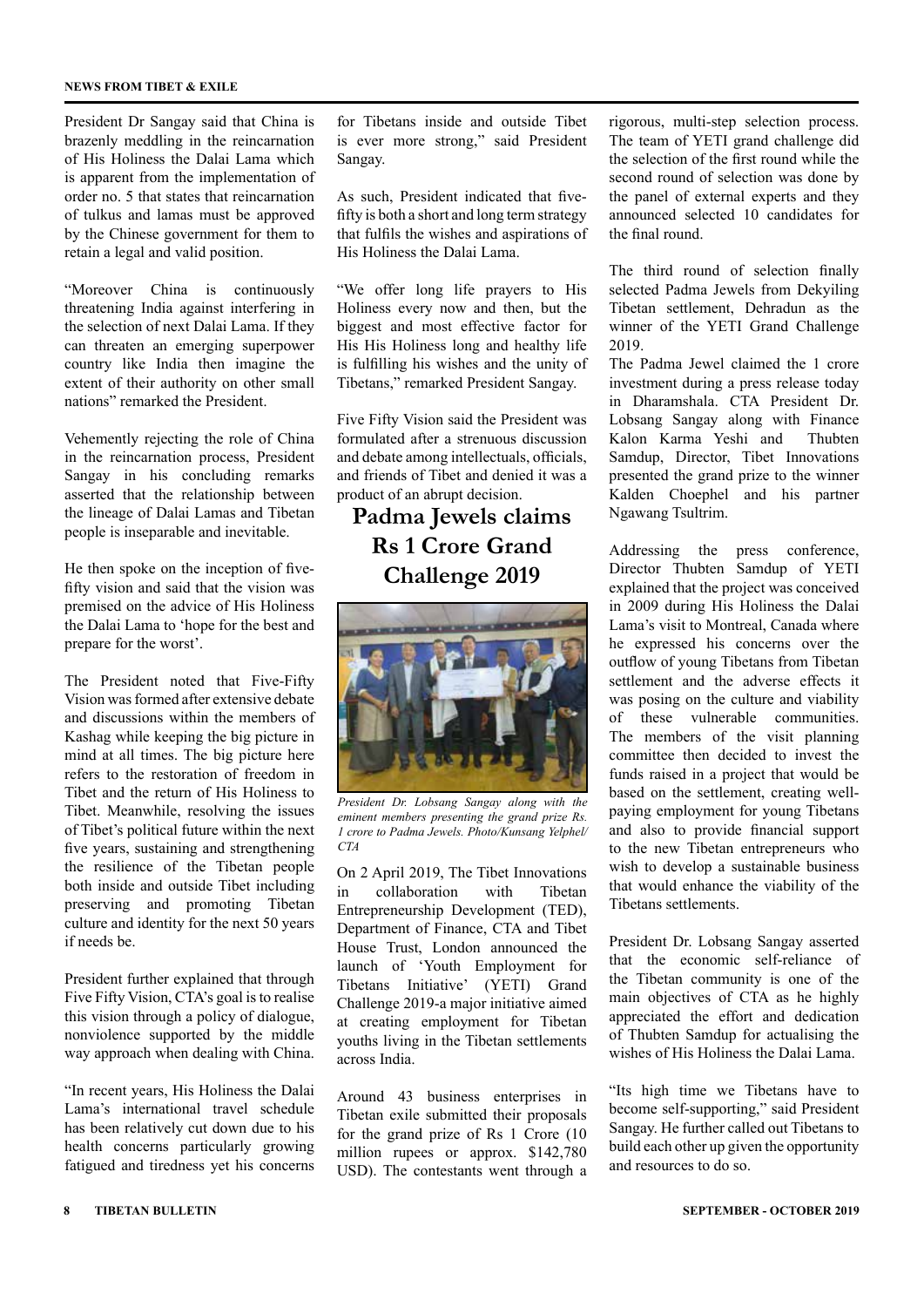President Dr Sangay said that China is brazenly meddling in the reincarnation of His Holiness the Dalai Lama which is apparent from the implementation of order no. 5 that states that reincarnation of tulkus and lamas must be approved by the Chinese government for them to retain a legal and valid position.

"Moreover China is continuously threatening India against interfering in the selection of next Dalai Lama. If they can threaten an emerging superpower country like India then imagine the extent of their authority on other small nations" remarked the President.

Vehemently rejecting the role of China in the reincarnation process, President Sangay in his concluding remarks asserted that the relationship between the lineage of Dalai Lamas and Tibetan people is inseparable and inevitable.

He then spoke on the inception of five-fifty vision and said that the vision was premised on the advice of His Holiness the Dalai Lama to 'hope for the best and prepare for the worst'.

The President noted that Five-Fifty Vision was formed after extensive debate and discussions within the members of Kashag while keeping the big picture in mind at all times. The big picture here refers to the restoration of freedom in Tibet and the return of His Holiness to Tibet. Meanwhile, resolving the issues of Tibet's political future within the next five years, sustaining and strengthening the resilience of the Tibetan people both inside and outside Tibet including preserving and promoting Tibetan culture and identity for the next 50 years if needs be.

President further explained that through Five Fifty Vision, CTA's goal is to realise this vision through a policy of dialogue, nonviolence supported by the middle way approach when dealing with China.

"In recent years, His Holiness the Dalai Lama's international travel schedule has been relatively cut down due to his health concerns particularly growing fatigued and tiredness yet his concerns for Tibetans inside and outside Tibet is ever more strong," said President Sangay.

As such, President indicated that five-fifty is both a short and long term strategy that fulfils the wishes and aspirations of His Holiness the Dalai Lama.

"We offer long life prayers to His Holiness every now and then, but the biggest and most effective factor for His His Holiness long and healthy life is fulfilling his wishes and the unity of Tibetans," remarked President Sangay.

Five Fifty Vision said the President was formulated after a strenuous discussion and debate among intellectuals, officials, and friends of Tibet and denied it was a product of an abrupt decision.

## Padma Jewels claims Rs 1 Crore Grand Challenge 2019

*President Dr. Lobsang Sangay along with the eminent members presenting the grand prize Rs. 1 crore to Padma Jewels. Photo/Kunsang Yelphel/ CTA*

On 2 April 2019, The Tibet Innovations in collaboration with Tibetan Entrepreneurship Development (TED), Department of Finance, CTA and Tibet House Trust, London announced the launch of 'Youth Employment for Tibetans Initiative' (YETI) Grand Challenge 2019-a major initiative aimed at creating employment for Tibetan youths living in the Tibetan settlements across India.

Around 43 business enterprises in Tibetan exile submitted their proposals for the grand prize of Rs 1 Crore (10 million rupees or approx. $142,780 USD). The contestants went through a rigorous, multi-step selection process. The team of YETI grand challenge did the selection of the first round while the second round of selection was done by the panel of external experts and they announced selected 10 candidates for the final round.

The third round of selection finally selected Padma Jewels from Dekyiling Tibetan settlement, Dehradun as the winner of the YETI Grand Challenge 2019.

The Padma Jewel claimed the 1 crore investment during a press release today in Dharamshala. CTA President Dr. Lobsang Sangay along with Finance Kalon Karma Yeshi and Thubten Samdup, Director, Tibet Innovations presented the grand prize to the winner Kalden Choephel and his partner Ngawang Tsultrim.

Addressing the press conference, Director Thubten Samdup of YETI explained that the project was conceived in 2009 during His Holiness the Dalai Lama's visit to Montreal, Canada where he expressed his concerns over the outflow of young Tibetans from Tibetan settlement and the adverse effects it was posing on the culture and viability of these vulnerable communities. The members of the visit planning committee then decided to invest the funds raised in a project that would be based on the settlement, creating well-paying employment for young Tibetans and also to provide financial support to the new Tibetan entrepreneurs who wish to develop a sustainable business that would enhance the viability of the Tibetans settlements.

President Dr. Lobsang Sangay asserted that the economic self-reliance of the Tibetan community is one of the main objectives of CTA as he highly appreciated the effort and dedication of Thubten Samdup for actualising the wishes of His Holiness the Dalai Lama.

"Its high time we Tibetans have to become self-supporting," said President Sangay. He further called out Tibetans to build each other up given the opportunity and resources to do so.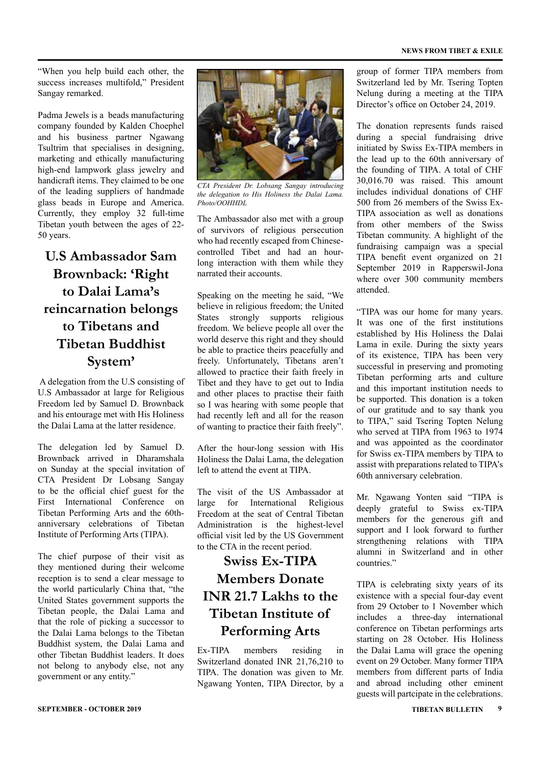"When you help build each other, the success increases multifold," President Sangay remarked.

Padma Jewels is a beads manufacturing company founded by Kalden Choephel and his business partner Ngawang Tsultrim that specialises in designing, marketing and ethically manufacturing high-end lampwork glass jewelry and handicraft items. They claimed to be one of the leading suppliers of handmade glass beads in Europe and America. Currently, they employ 32 full-time Tibetan youth between the ages of 22-50 years.

## U.S Ambassador Sam Brownback: 'Right to Dalai Lama's reincarnation belongs to Tibetans and Tibetan Buddhist System'

A delegation from the U.S consisting of U.S Ambassador at large for Religious Freedom led by Samuel D. Brownback and his entourage met with His Holiness the Dalai Lama at the latter residence.

The delegation led by Samuel D. Brownback arrived in Dharamshala on Sunday at the special invitation of CTA President Dr Lobsang Sangay to be the official chief guest for the First International Conference on Tibetan Performing Arts and the 60th-anniversary celebrations of Tibetan Institute of Performing Arts (TIPA).

The chief purpose of their visit as they mentioned during their welcome reception is to send a clear message to the world particularly China that, "the United States government supports the Tibetan people, the Dalai Lama and that the role of picking a successor to the Dalai Lama belongs to the Tibetan Buddhist system, the Dalai Lama and other Tibetan Buddhist leaders. It does not belong to anybody else, not any government or any entity."

*CTA President Dr. Lobsang Sangay introducing the delegation to His Holiness the Dalai Lama. Photo/OOHHDL*

The Ambassador also met with a group of survivors of religious persecution who had recently escaped from Chinese-controlled Tibet and had an hour-long interaction with them while they narrated their accounts.

Speaking on the meeting he said, "We believe in religious freedom; the United States strongly supports religious freedom. We believe people all over the world deserve this right and they should be able to practice theirs peacefully and freely. Unfortunately, Tibetans aren't allowed to practice their faith freely in Tibet and they have to get out to India and other places to practise their faith so I was hearing with some people that had recently left and all for the reason of wanting to practice their faith freely".

After the hour-long session with His Holiness the Dalai Lama, the delegation left to attend the event at TIPA.

The visit of the US Ambassador at large for International Religious Freedom at the seat of Central Tibetan Administration is the highest-level official visit led by the US Government to the CTA in the recent period.

## Swiss Ex-TIPA Members Donate INR 21.7 Lakhs to the Tibetan Institute of Performing Arts

Ex-TIPA members residing in Switzerland donated INR 21,76,210 to TIPA. The donation was given to Mr. Ngawang Yonten, TIPA Director, by a group of former TIPA members from Switzerland led by Mr. Tsering Topten Nelung during a meeting at the TIPA Director's office on October 24, 2019.

The donation represents funds raised during a special fundraising drive initiated by Swiss Ex-TIPA members in the lead up to the 60th anniversary of the founding of TIPA. A total of CHF 30,016.70 was raised. This amount includes individual donations of CHF 500 from 26 members of the Swiss Ex-TIPA association as well as donations from other members of the Swiss Tibetan community. A highlight of the fundraising campaign was a special TIPA benefit event organized on 21 September 2019 in Rapperswil-Jona where over 300 community members attended.

"TIPA was our home for many years. It was one of the first institutions established by His Holiness the Dalai Lama in exile. During the sixty years of its existence, TIPA has been very successful in preserving and promoting Tibetan performing arts and culture and this important institution needs to be supported. This donation is a token of our gratitude and to say thank you to TIPA," said Tsering Topten Nelung who served at TIPA from 1963 to 1974 and was appointed as the coordinator for Swiss ex-TIPA members by TIPA to assist with preparations related to TIPA's 60th anniversary celebration.

Mr. Ngawang Yonten said "TIPA is deeply grateful to Swiss ex-TIPA members for the generous gift and support and I look forward to further strengthening relations with TIPA alumni in Switzerland and in other countries."

TIPA is celebrating sixty years of its existence with a special four-day event from 29 October to 1 November which includes a three-day international conference on Tibetan performings arts starting on 28 October. His Holiness the Dalai Lama will grace the opening event on 29 October. Many former TIPA members from different parts of India and abroad including other eminent guests will partcipate in the celebrations.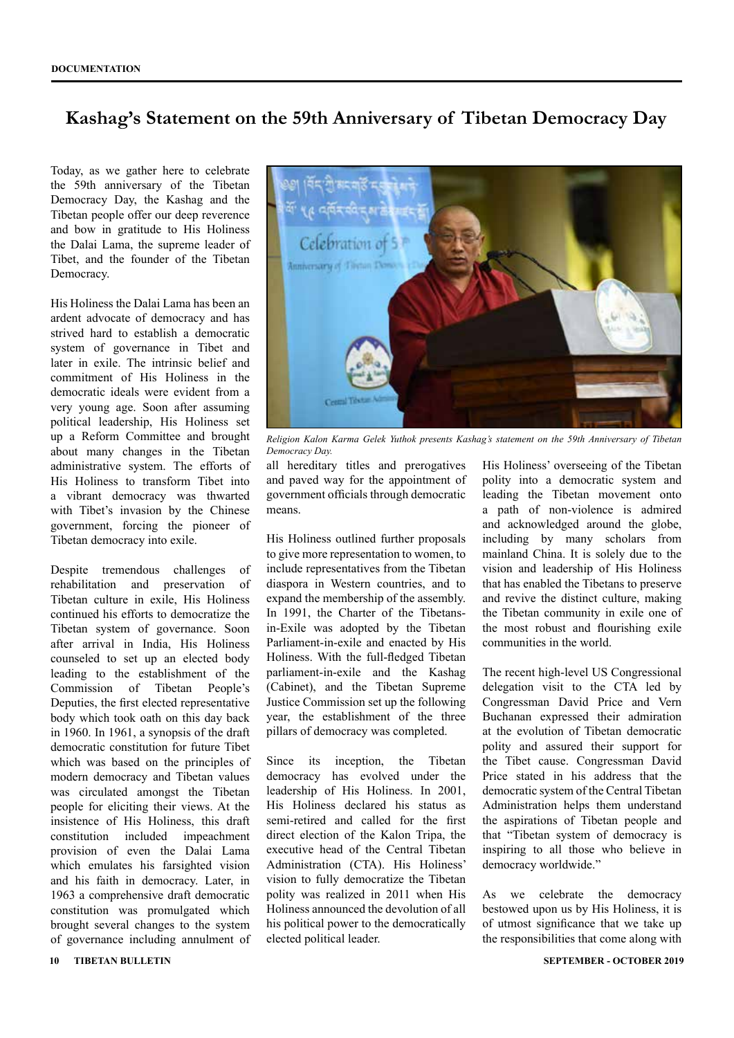# Kashag's Statement on the 59th Anniversary of Tibetan Democracy Day

Today, as we gather here to celebrate the 59th anniversary of the Tibetan Democracy Day, the Kashag and the Tibetan people offer our deep reverence and bow in gratitude to His Holiness the Dalai Lama, the supreme leader of Tibet, and the founder of the Tibetan Democracy.

His Holiness the Dalai Lama has been an ardent advocate of democracy and has strived hard to establish a democratic system of governance in Tibet and later in exile. The intrinsic belief and commitment of His Holiness in the democratic ideals were evident from a very young age. Soon after assuming political leadership, His Holiness set up a Reform Committee and brought about many changes in the Tibetan administrative system. The efforts of His Holiness to transform Tibet into a vibrant democracy was thwarted with Tibet's invasion by the Chinese government, forcing the pioneer of Tibetan democracy into exile.

Despite tremendous challenges of rehabilitation and preservation of Tibetan culture in exile, His Holiness continued his efforts to democratize the Tibetan system of governance. Soon after arrival in India, His Holiness counseled to set up an elected body leading to the establishment of the Commission of Tibetan People's Deputies, the first elected representative body which took oath on this day back in 1960. In 1961, a synopsis of the draft democratic constitution for future Tibet which was based on the principles of modern democracy and Tibetan values was circulated amongst the Tibetan people for eliciting their views. At the insistence of His Holiness, this draft constitution included impeachment provision of even the Dalai Lama which emulates his farsighted vision and his faith in democracy. Later, in 1963 a comprehensive draft democratic constitution was promulgated which brought several changes to the system of governance including annulment of all hereditary titles and prerogatives and paved way for the appointment of government officials through democratic means.

*Religion Kalon Karma Gelek Yuthok presents Kashag's statement on the 59th Anniversary of Tibetan Democracy Day.*

His Holiness outlined further proposals to give more representation to women, to include representatives from the Tibetan diaspora in Western countries, and to expand the membership of the assembly. In 1991, the Charter of the Tibetans-in-Exile was adopted by the Tibetan Parliament-in-exile and enacted by His Holiness. With the full-fledged Tibetan parliament-in-exile and the Kashag (Cabinet), and the Tibetan Supreme Justice Commission set up the following year, the establishment of the three pillars of democracy was completed.

Since its inception, the Tibetan democracy has evolved under the leadership of His Holiness. In 2001, His Holiness declared his status as semi-retired and called for the first direct election of the Kalon Tripa, the executive head of the Central Tibetan Administration (CTA). His Holiness' vision to fully democratize the Tibetan polity was realized in 2011 when His Holiness announced the devolution of all his political power to the democratically elected political leader.

His Holiness' overseeing of the Tibetan polity into a democratic system and leading the Tibetan movement onto a path of non-violence is admired and acknowledged around the globe, including by many scholars from mainland China. It is solely due to the vision and leadership of His Holiness that has enabled the Tibetans to preserve and revive the distinct culture, making the Tibetan community in exile one of the most robust and flourishing exile communities in the world.

The recent high-level US Congressional delegation visit to the CTA led by Congressman David Price and Vern Buchanan expressed their admiration at the evolution of Tibetan democratic polity and assured their support for the Tibet cause. Congressman David Price stated in his address that the democratic system of the Central Tibetan Administration helps them understand the aspirations of Tibetan people and that "Tibetan system of democracy is inspiring to all those who believe in democracy worldwide."

As we celebrate the democracy bestowed upon us by His Holiness, it is of utmost significance that we take up the responsibilities that come along with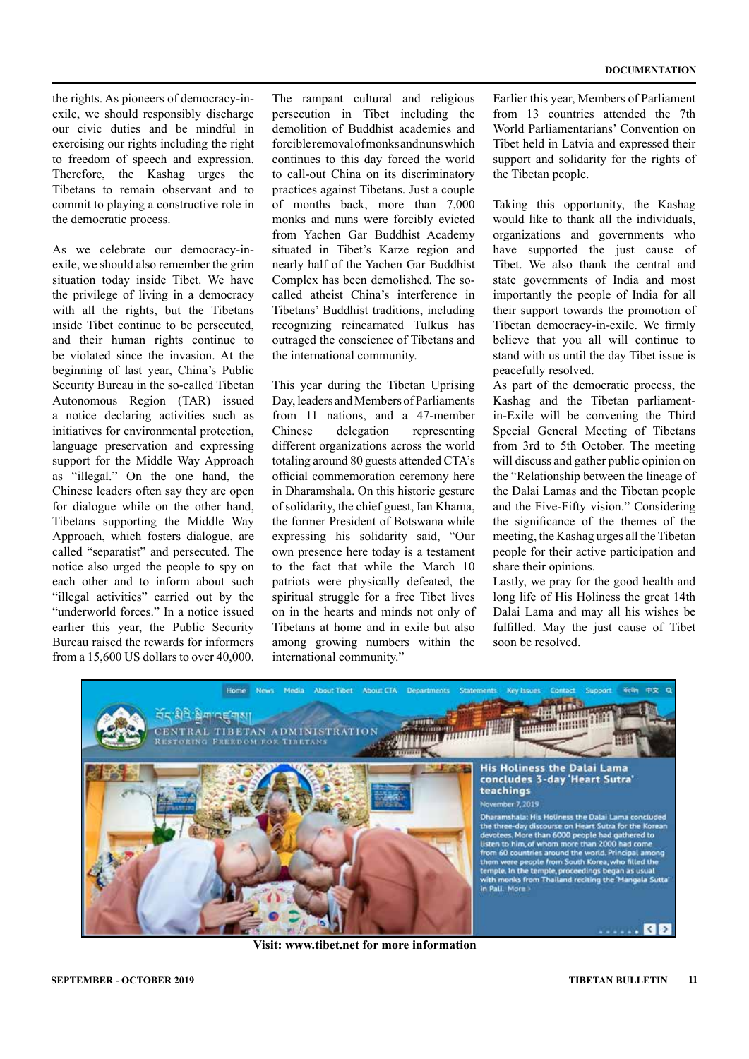the rights. As pioneers of democracy-in-exile, we should responsibly discharge our civic duties and be mindful in exercising our rights including the right to freedom of speech and expression. Therefore, the Kashag urges the Tibetans to remain observant and to commit to playing a constructive role in the democratic process.

As we celebrate our democracy-in-exile, we should also remember the grim situation today inside Tibet. We have the privilege of living in a democracy with all the rights, but the Tibetans inside Tibet continue to be persecuted, and their human rights continue to be violated since the invasion. At the beginning of last year, China's Public Security Bureau in the so-called Tibetan Autonomous Region (TAR) issued a notice declaring activities such as initiatives for environmental protection, language preservation and expressing support for the Middle Way Approach as "illegal." On the one hand, the Chinese leaders often say they are open for dialogue while on the other hand, Tibetans supporting the Middle Way Approach, which fosters dialogue, are called "separatist" and persecuted. The notice also urged the people to spy on each other and to inform about such "illegal activities" carried out by the "underworld forces." In a notice issued earlier this year, the Public Security Bureau raised the rewards for informers from a 15,600 US dollars to over 40,000.

The rampant cultural and religious persecution in Tibet including the demolition of Buddhist academies and forcible removal of monks and nuns which continues to this day forced the world to call-out China on its discriminatory practices against Tibetans. Just a couple of months back, more than 7,000 monks and nuns were forcibly evicted from Yachen Gar Buddhist Academy situated in Tibet's Karze region and nearly half of the Yachen Gar Buddhist Complex has been demolished. The so-called atheist China's interference in Tibetans' Buddhist traditions, including recognizing reincarnated Tulkus has outraged the conscience of Tibetans and the international community.

This year during the Tibetan Uprising Day, leaders and Members of Parliaments from 11 nations, and a 47-member Chinese delegation representing different organizations across the world totaling around 80 guests attended CTA's official commemoration ceremony here in Dharamshala. On this historic gesture of solidarity, the chief guest, Ian Khama, the former President of Botswana while expressing his solidarity said, "Our own presence here today is a testament to the fact that while the March 10 patriots were physically defeated, the spiritual struggle for a free Tibet lives on in the hearts and minds not only of Tibetans at home and in exile but also among growing numbers within the international community."

Earlier this year, Members of Parliament from 13 countries attended the 7th World Parliamentarians' Convention on Tibet held in Latvia and expressed their support and solidarity for the rights of the Tibetan people.

Taking this opportunity, the Kashag would like to thank all the individuals, organizations and governments who have supported the just cause of Tibet. We also thank the central and state governments of India and most importantly the people of India for all their support towards the promotion of Tibetan democracy-in-exile. We firmly believe that you all will continue to stand with us until the day Tibet issue is peacefully resolved.

As part of the democratic process, the Kashag and the Tibetan parliament-in-Exile will be convening the Third Special General Meeting of Tibetans from 3rd to 5th October. The meeting will discuss and gather public opinion on the "Relationship between the lineage of the Dalai Lamas and the Tibetan people and the Five-Fifty vision." Considering the significance of the themes of the meeting, the Kashag urges all the Tibetan people for their active participation and share their opinions.

Lastly, we pray for the good health and long life of His Holiness the great 14th Dalai Lama and may all his wishes be fulfilled. May the just cause of Tibet soon be resolved.

**Visit: www.tibet.net for more information**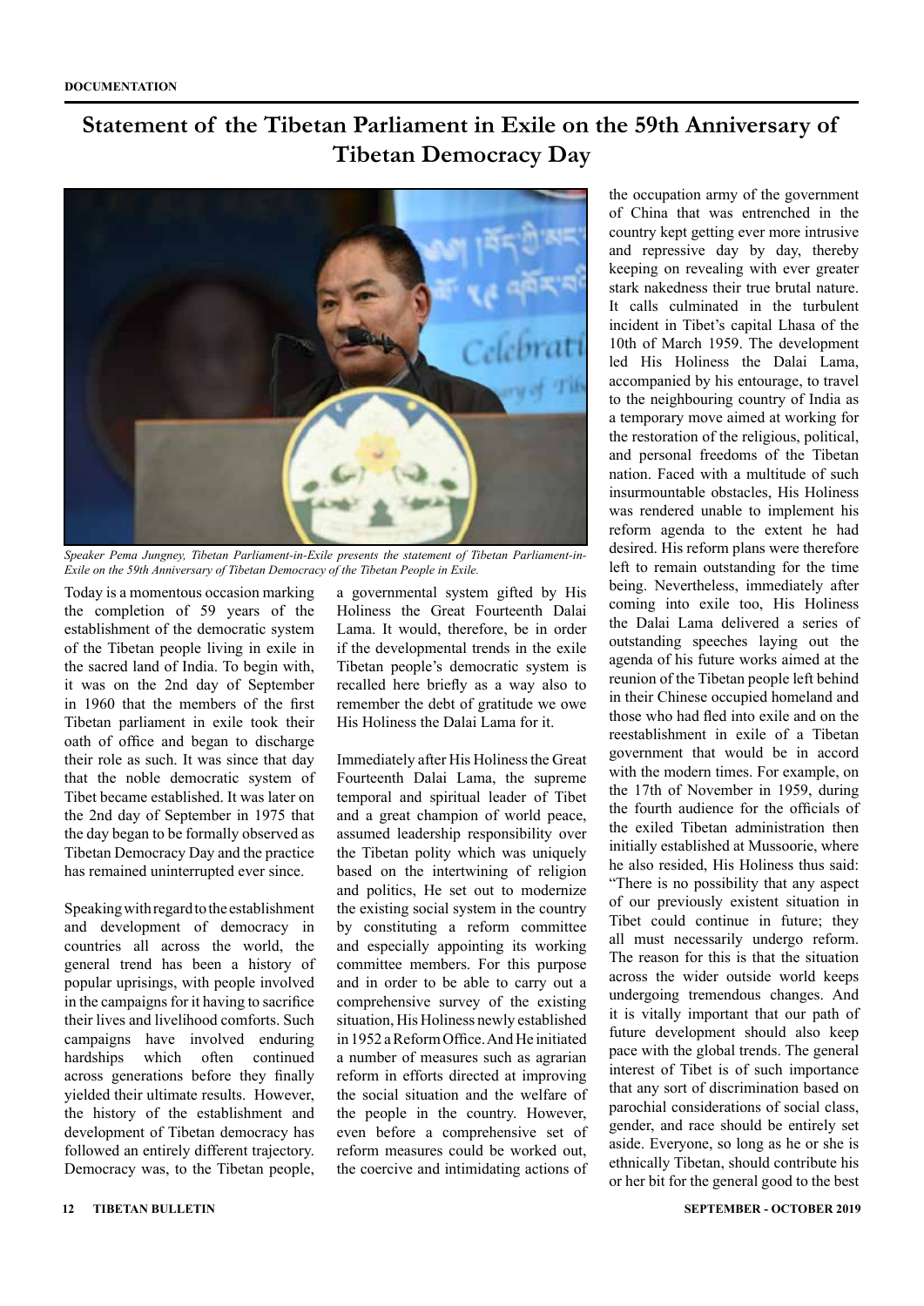# Statement of the Tibetan Parliament in Exile on the 59th Anniversary of Tibetan Democracy Day

*Speaker Pema Jungney, Tibetan Parliament-in-Exile presents the statement of Tibetan Parliament-in-Exile on the 59th Anniversary of Tibetan Democracy of the Tibetan People in Exile.*

Today is a momentous occasion marking the completion of 59 years of the establishment of the democratic system of the Tibetan people living in exile in the sacred land of India. To begin with, it was on the 2nd day of September in 1960 that the members of the first Tibetan parliament in exile took their oath of office and began to discharge their role as such. It was since that day that the noble democratic system of Tibet became established. It was later on the 2nd day of September in 1975 that the day began to be formally observed as Tibetan Democracy Day and the practice has remained uninterrupted ever since.

Speaking with regard to the establishment and development of democracy in countries all across the world, the general trend has been a history of popular uprisings, with people involved in the campaigns for it having to sacrifice their lives and livelihood comforts. Such campaigns have involved enduring hardships which often continued across generations before they finally yielded their ultimate results. However, the history of the establishment and development of Tibetan democracy has followed an entirely different trajectory. Democracy was, to the Tibetan people, a governmental system gifted by His Holiness the Great Fourteenth Dalai Lama. It would, therefore, be in order if the developmental trends in the exile Tibetan people's democratic system is recalled here briefly as a way also to remember the debt of gratitude we owe His Holiness the Dalai Lama for it.

Immediately after His Holiness the Great Fourteenth Dalai Lama, the supreme temporal and spiritual leader of Tibet and a great champion of world peace, assumed leadership responsibility over the Tibetan polity which was uniquely based on the intertwining of religion and politics, He set out to modernize the existing social system in the country by constituting a reform committee and especially appointing its working committee members. For this purpose and in order to be able to carry out a comprehensive survey of the existing situation, His Holiness newly established in 1952 a Reform Office. And He initiated a number of measures such as agrarian reform in efforts directed at improving the social situation and the welfare of the people in the country. However, even before a comprehensive set of reform measures could be worked out, the coercive and intimidating actions of the occupation army of the government of China that was entrenched in the country kept getting ever more intrusive and repressive day by day, thereby keeping on revealing with ever greater stark nakedness their true brutal nature. It calls culminated in the turbulent incident in Tibet's capital Lhasa of the 10th of March 1959. The development led His Holiness the Dalai Lama, accompanied by his entourage, to travel to the neighbouring country of India as a temporary move aimed at working for the restoration of the religious, political, and personal freedoms of the Tibetan nation. Faced with a multitude of such insurmountable obstacles, His Holiness was rendered unable to implement his reform agenda to the extent he had desired. His reform plans were therefore left to remain outstanding for the time being. Nevertheless, immediately after coming into exile too, His Holiness the Dalai Lama delivered a series of outstanding speeches laying out the agenda of his future works aimed at the reunion of the Tibetan people left behind in their Chinese occupied homeland and those who had fled into exile and on the reestablishment in exile of a Tibetan government that would be in accord with the modern times. For example, on the 17th of November in 1959, during the fourth audience for the officials of the exiled Tibetan administration then initially established at Mussoorie, where he also resided, His Holiness thus said: "There is no possibility that any aspect of our previously existent situation in Tibet could continue in future; they all must necessarily undergo reform. The reason for this is that the situation across the wider outside world keeps undergoing tremendous changes. And it is vitally important that our path of future development should also keep pace with the global trends. The general interest of Tibet is of such importance that any sort of discrimination based on parochial considerations of social class, gender, and race should be entirely set aside. Everyone, so long as he or she is ethnically Tibetan, should contribute his or her bit for the general good to the best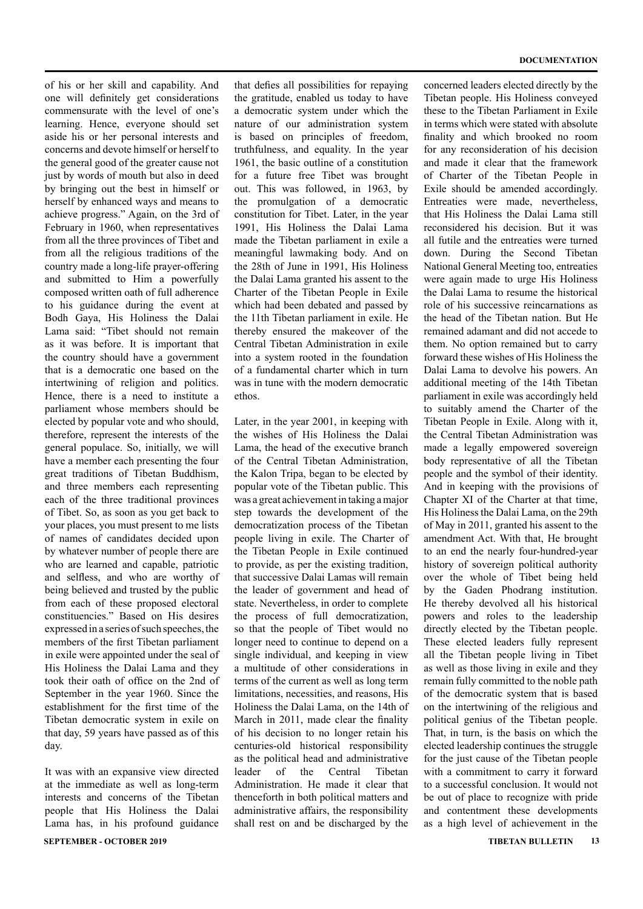of his or her skill and capability. And one will definitely get considerations commensurate with the level of one's learning. Hence, everyone should set aside his or her personal interests and concerns and devote himself or herself to the general good of the greater cause not just by words of mouth but also in deed by bringing out the best in himself or herself by enhanced ways and means to achieve progress." Again, on the 3rd of February in 1960, when representatives from all the three provinces of Tibet and from all the religious traditions of the country made a long-life prayer-offering and submitted to Him a powerfully composed written oath of full adherence to his guidance during the event at Bodh Gaya, His Holiness the Dalai Lama said: "Tibet should not remain as it was before. It is important that the country should have a government that is a democratic one based on the intertwining of religion and politics. Hence, there is a need to institute a parliament whose members should be elected by popular vote and who should, therefore, represent the interests of the general populace. So, initially, we will have a member each presenting the four great traditions of Tibetan Buddhism, and three members each representing each of the three traditional provinces of Tibet. So, as soon as you get back to your places, you must present to me lists of names of candidates decided upon by whatever number of people there are who are learned and capable, patriotic and selfless, and who are worthy of being believed and trusted by the public from each of these proposed electoral constituencies." Based on His desires expressed in a series of such speeches, the members of the first Tibetan parliament in exile were appointed under the seal of His Holiness the Dalai Lama and they took their oath of office on the 2nd of September in the year 1960. Since the establishment for the first time of the Tibetan democratic system in exile on that day, 59 years have passed as of this day.

It was with an expansive view directed at the immediate as well as long-term interests and concerns of the Tibetan people that His Holiness the Dalai Lama has, in his profound guidance that defies all possibilities for repaying the gratitude, enabled us today to have a democratic system under which the nature of our administration system is based on principles of freedom, truthfulness, and equality. In the year 1961, the basic outline of a constitution for a future free Tibet was brought out. This was followed, in 1963, by the promulgation of a democratic constitution for Tibet. Later, in the year 1991, His Holiness the Dalai Lama made the Tibetan parliament in exile a meaningful lawmaking body. And on the 28th of June in 1991, His Holiness the Dalai Lama granted his assent to the Charter of the Tibetan People in Exile which had been debated and passed by the 11th Tibetan parliament in exile. He thereby ensured the makeover of the Central Tibetan Administration in exile into a system rooted in the foundation of a fundamental charter which in turn was in tune with the modern democratic ethos.

Later, in the year 2001, in keeping with the wishes of His Holiness the Dalai Lama, the head of the executive branch of the Central Tibetan Administration, the Kalon Tripa, began to be elected by popular vote of the Tibetan public. This was a great achievement in taking a major step towards the development of the democratization process of the Tibetan people living in exile. The Charter of the Tibetan People in Exile continued to provide, as per the existing tradition, that successive Dalai Lamas will remain the leader of government and head of state. Nevertheless, in order to complete the process of full democratization, so that the people of Tibet would no longer need to continue to depend on a single individual, and keeping in view a multitude of other considerations in terms of the current as well as long term limitations, necessities, and reasons, His Holiness the Dalai Lama, on the 14th of March in 2011, made clear the finality of his decision to no longer retain his centuries-old historical responsibility as the political head and administrative leader of the Central Tibetan Administration. He made it clear that thenceforth in both political matters and administrative affairs, the responsibility shall rest on and be discharged by the concerned leaders elected directly by the Tibetan people. His Holiness conveyed these to the Tibetan Parliament in Exile in terms which were stated with absolute finality and which brooked no room for any reconsideration of his decision and made it clear that the framework of Charter of the Tibetan People in Exile should be amended accordingly. Entreaties were made, nevertheless, that His Holiness the Dalai Lama still reconsidered his decision. But it was all futile and the entreaties were turned down. During the Second Tibetan National General Meeting too, entreaties were again made to urge His Holiness the Dalai Lama to resume the historical role of his successive reincarnations as the head of the Tibetan nation. But He remained adamant and did not accede to them. No option remained but to carry forward these wishes of His Holiness the Dalai Lama to devolve his powers. An additional meeting of the 14th Tibetan parliament in exile was accordingly held to suitably amend the Charter of the Tibetan People in Exile. Along with it, the Central Tibetan Administration was made a legally empowered sovereign body representative of all the Tibetan people and the symbol of their identity. And in keeping with the provisions of Chapter XI of the Charter at that time, His Holiness the Dalai Lama, on the 29th of May in 2011, granted his assent to the amendment Act. With that, He brought to an end the nearly four-hundred-year history of sovereign political authority over the whole of Tibet being held by the Gaden Phodrang institution. He thereby devolved all his historical powers and roles to the leadership directly elected by the Tibetan people. These elected leaders fully represent all the Tibetan people living in Tibet as well as those living in exile and they remain fully committed to the noble path of the democratic system that is based on the intertwining of the religious and political genius of the Tibetan people. That, in turn, is the basis on which the elected leadership continues the struggle for the just cause of the Tibetan people with a commitment to carry it forward to a successful conclusion. It would not be out of place to recognize with pride and contentment these developments as a high level of achievement in the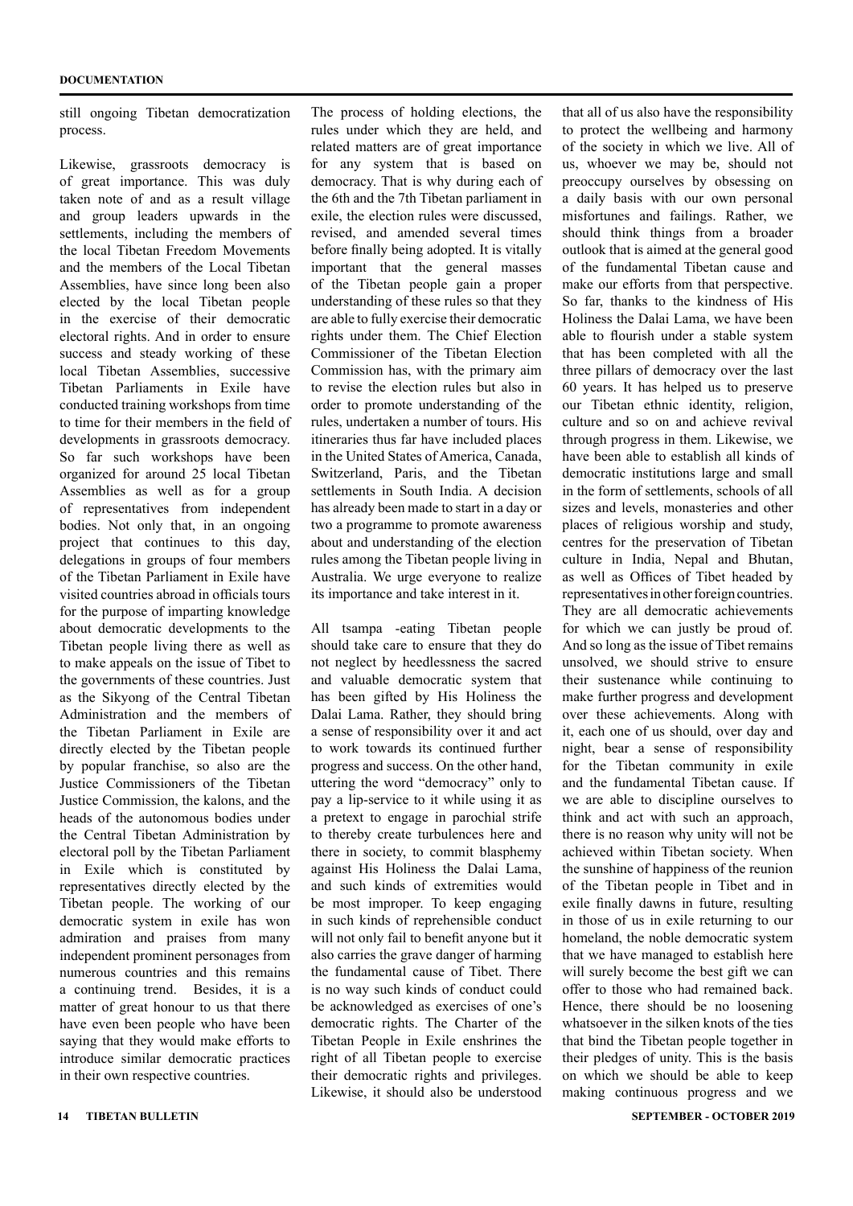still ongoing Tibetan democratization process.

Likewise, grassroots democracy is of great importance. This was duly taken note of and as a result village and group leaders upwards in the settlements, including the members of the local Tibetan Freedom Movements and the members of the Local Tibetan Assemblies, have since long been also elected by the local Tibetan people in the exercise of their democratic electoral rights. And in order to ensure success and steady working of these local Tibetan Assemblies, successive Tibetan Parliaments in Exile have conducted training workshops from time to time for their members in the field of developments in grassroots democracy. So far such workshops have been organized for around 25 local Tibetan Assemblies as well as for a group of representatives from independent bodies. Not only that, in an ongoing project that continues to this day, delegations in groups of four members of the Tibetan Parliament in Exile have visited countries abroad in officials tours for the purpose of imparting knowledge about democratic developments to the Tibetan people living there as well as to make appeals on the issue of Tibet to the governments of these countries. Just as the Sikyong of the Central Tibetan Administration and the members of the Tibetan Parliament in Exile are directly elected by the Tibetan people by popular franchise, so also are the Justice Commissioners of the Tibetan Justice Commission, the kalons, and the heads of the autonomous bodies under the Central Tibetan Administration by electoral poll by the Tibetan Parliament in Exile which is constituted by representatives directly elected by the Tibetan people. The working of our democratic system in exile has won admiration and praises from many independent prominent personages from numerous countries and this remains a continuing trend. Besides, it is a matter of great honour to us that there have even been people who have been saying that they would make efforts to introduce similar democratic practices in their own respective countries.

The process of holding elections, the rules under which they are held, and related matters are of great importance for any system that is based on democracy. That is why during each of the 6th and the 7th Tibetan parliament in exile, the election rules were discussed, revised, and amended several times before finally being adopted. It is vitally important that the general masses of the Tibetan people gain a proper understanding of these rules so that they are able to fully exercise their democratic rights under them. The Chief Election Commissioner of the Tibetan Election Commission has, with the primary aim to revise the election rules but also in order to promote understanding of the rules, undertaken a number of tours. His itineraries thus far have included places in the United States of America, Canada, Switzerland, Paris, and the Tibetan settlements in South India. A decision has already been made to start in a day or two a programme to promote awareness about and understanding of the election rules among the Tibetan people living in Australia. We urge everyone to realize its importance and take interest in it.

All tsampa -eating Tibetan people should take care to ensure that they do not neglect by heedlessness the sacred and valuable democratic system that has been gifted by His Holiness the Dalai Lama. Rather, they should bring a sense of responsibility over it and act to work towards its continued further progress and success. On the other hand, uttering the word "democracy" only to pay a lip-service to it while using it as a pretext to engage in parochial strife to thereby create turbulences here and there in society, to commit blasphemy against His Holiness the Dalai Lama, and such kinds of extremities would be most improper. To keep engaging in such kinds of reprehensible conduct will not only fail to benefit anyone but it also carries the grave danger of harming the fundamental cause of Tibet. There is no way such kinds of conduct could be acknowledged as exercises of one's democratic rights. The Charter of the Tibetan People in Exile enshrines the right of all Tibetan people to exercise their democratic rights and privileges. Likewise, it should also be understood that all of us also have the responsibility to protect the wellbeing and harmony of the society in which we live. All of us, whoever we may be, should not preoccupy ourselves by obsessing on a daily basis with our own personal misfortunes and failings. Rather, we should think things from a broader outlook that is aimed at the general good of the fundamental Tibetan cause and make our efforts from that perspective. So far, thanks to the kindness of His Holiness the Dalai Lama, we have been able to flourish under a stable system that has been completed with all the three pillars of democracy over the last 60 years. It has helped us to preserve our Tibetan ethnic identity, religion, culture and so on and achieve revival through progress in them. Likewise, we have been able to establish all kinds of democratic institutions large and small in the form of settlements, schools of all sizes and levels, monasteries and other places of religious worship and study, centres for the preservation of Tibetan culture in India, Nepal and Bhutan, as well as Offices of Tibet headed by representatives in other foreign countries. They are all democratic achievements for which we can justly be proud of. And so long as the issue of Tibet remains unsolved, we should strive to ensure their sustenance while continuing to make further progress and development over these achievements. Along with it, each one of us should, over day and night, bear a sense of responsibility for the Tibetan community in exile and the fundamental Tibetan cause. If we are able to discipline ourselves to think and act with such an approach, there is no reason why unity will not be achieved within Tibetan society. When the sunshine of happiness of the reunion of the Tibetan people in Tibet and in exile finally dawns in future, resulting in those of us in exile returning to our homeland, the noble democratic system that we have managed to establish here will surely become the best gift we can offer to those who had remained back. Hence, there should be no loosening whatsoever in the silken knots of the ties that bind the Tibetan people together in their pledges of unity. This is the basis on which we should be able to keep making continuous progress and we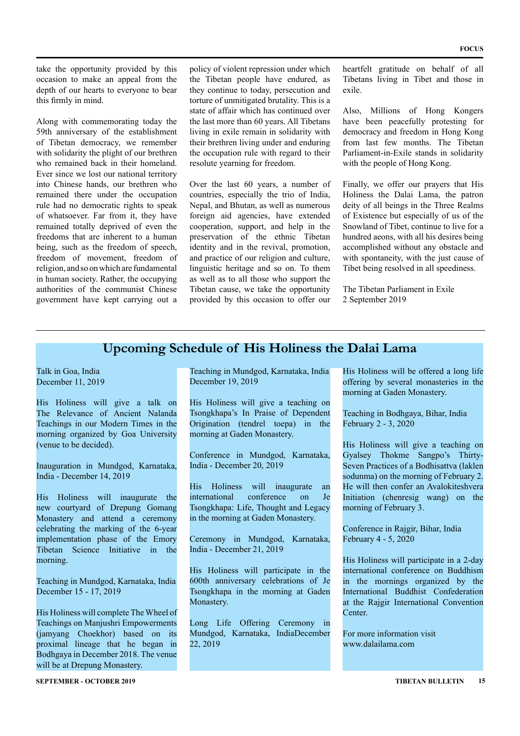take the opportunity provided by this occasion to make an appeal from the depth of our hearts to everyone to bear this firmly in mind.

Along with commemorating today the 59th anniversary of the establishment of Tibetan democracy, we remember with solidarity the plight of our brethren who remained back in their homeland. Ever since we lost our national territory into Chinese hands, our brethren who remained there under the occupation rule had no democratic rights to speak of whatsoever. Far from it, they have remained totally deprived of even the freedoms that are inherent to a human being, such as the freedom of speech, freedom of movement, freedom of religion, and so on which are fundamental in human society. Rather, the occupying authorities of the communist Chinese government have kept carrying out a policy of violent repression under which the Tibetan people have endured, as they continue to today, persecution and torture of unmitigated brutality. This is a state of affair which has continued over the last more than 60 years. All Tibetans living in exile remain in solidarity with their brethren living under and enduring the occupation rule with regard to their resolute yearning for freedom.

Over the last 60 years, a number of countries, especially the trio of India, Nepal, and Bhutan, as well as numerous foreign aid agencies, have extended cooperation, support, and help in the preservation of the ethnic Tibetan identity and in the revival, promotion, and practice of our religion and culture, linguistic heritage and so on. To them as well as to all those who support the Tibetan cause, we take the opportunity provided by this occasion to offer our heartfelt gratitude on behalf of all Tibetans living in Tibet and those in exile.

Also, Millions of Hong Kongers have been peacefully protesting for democracy and freedom in Hong Kong from last few months. The Tibetan Parliament-in-Exile stands in solidarity with the people of Hong Kong.

Finally, we offer our prayers that His Holiness the Dalai Lama, the patron deity of all beings in the Three Realms of Existence but especially of us of the Snowland of Tibet, continue to live for a hundred aeons, with all his desires being accomplished without any obstacle and with spontaneity, with the just cause of Tibet being resolved in all speediness.

The Tibetan Parliament in Exile
2 September 2019

## Upcoming Schedule of His Holiness the Dalai Lama

Talk in Goa, India
December 11, 2019

His Holiness will give a talk on The Relevance of Ancient Nalanda Teachings in our Modern Times in the morning organized by Goa University (venue to be decided).

Inauguration in Mundgod, Karnataka, India - December 14, 2019

His Holiness will inaugurate the new courtyard of Drepung Gomang Monastery and attend a ceremony celebrating the marking of the 6-year implementation phase of the Emory Tibetan Science Initiative in the morning.

Teaching in Mundgod, Karnataka, India
December 15 - 17, 2019

His Holiness will complete The Wheel of Teachings on Manjushri Empowerments (jamyang Choekhor) based on its proximal lineage that he began in Bodhgaya in December 2018. The venue will be at Drepung Monastery.

Teaching in Mundgod, Karnataka, India
December 19, 2019

His Holiness will give a teaching on Tsongkhapa's In Praise of Dependent Origination (tendrel toepa) in the morning at Gaden Monastery.

Conference in Mundgod, Karnataka, India - December 20, 2019

His Holiness will inaugurate an international conference on Je Tsongkhapa: Life, Thought and Legacy in the morning at Gaden Monastery.

Ceremony in Mundgod, Karnataka, India - December 21, 2019

His Holiness will participate in the 600th anniversary celebrations of Je Tsongkhapa in the morning at Gaden Monastery.

Long Life Offering Ceremony in Mundgod, Karnataka, IndiaDecember 22, 2019

His Holiness will be offered a long life offering by several monasteries in the morning at Gaden Monastery.

Teaching in Bodhgaya, Bihar, India
February 2 - 3, 2020

His Holiness will give a teaching on Gyalsey Thokme Sangpo's Thirty-Seven Practices of a Bodhisattva (laklen sodunma) on the morning of February 2. He will then confer an Avalokiteshvera Initiation (chenresig wang) on the morning of February 3.

Conference in Rajgir, Bihar, India
February 4 - 5, 2020

His Holiness will participate in a 2-day international conference on Buddhism in the mornings organized by the International Buddhist Confederation at the Rajgir International Convention Center.

For more information visit
www.dalailama.com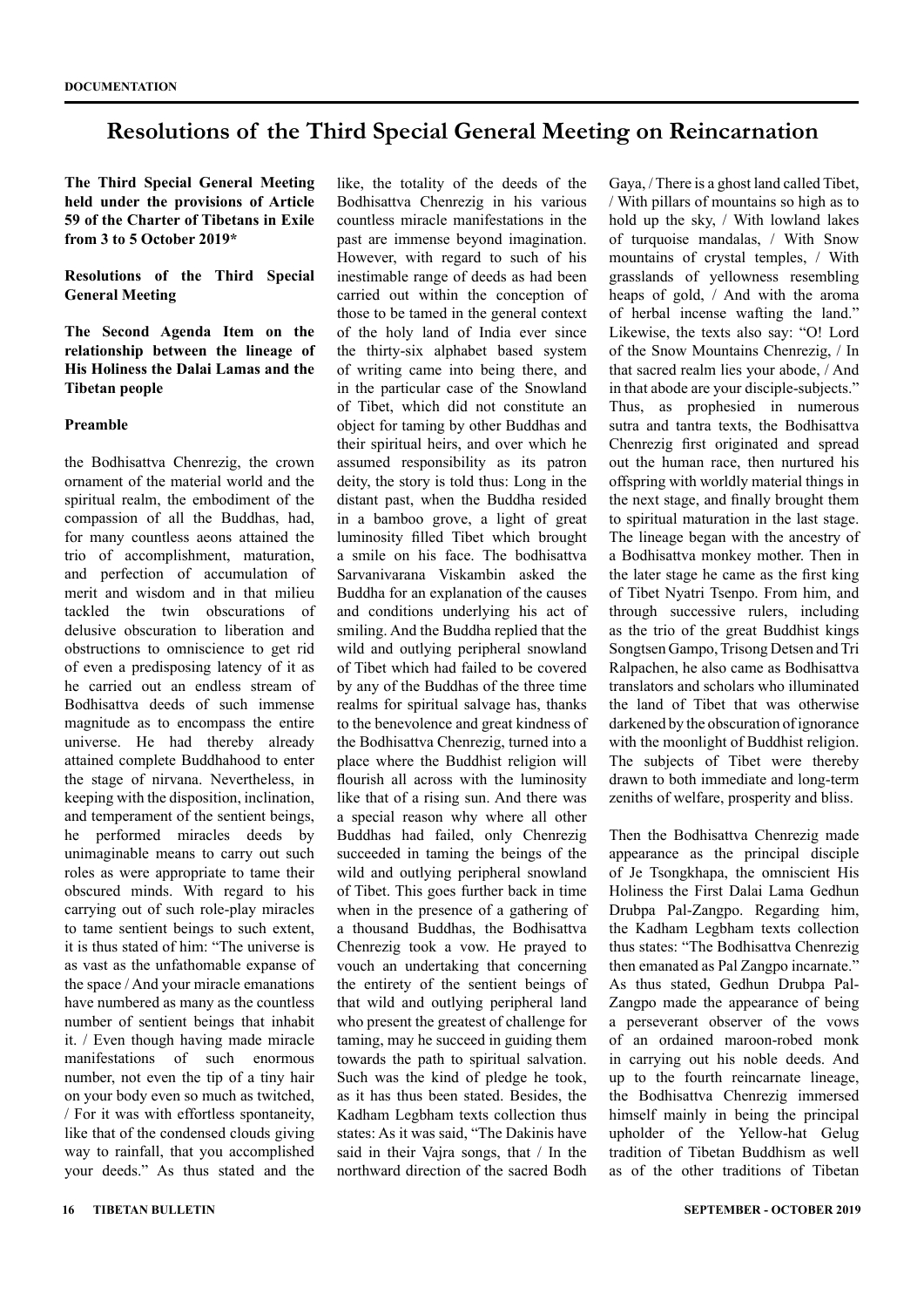DOCUMENTATION

# Resolutions of the Third Special General Meeting on Reincarnation

**The Third Special General Meeting held under the provisions of Article 59 of the Charter of Tibetans in Exile from 3 to 5 October 2019***

**Resolutions of the Third Special General Meeting**

**The Second Agenda Item on the relationship between the lineage of His Holiness the Dalai Lamas and the Tibetan people**

**Preamble**

the Bodhisattva Chenrezig, the crown ornament of the material world and the spiritual realm, the embodiment of the compassion of all the Buddhas, had, for many countless aeons attained the trio of accomplishment, maturation, and perfection of accumulation of merit and wisdom and in that milieu tackled the twin obscurations of delusive obscuration to liberation and obstructions to omniscience to get rid of even a predisposing latency of it as he carried out an endless stream of Bodhisattva deeds of such immense magnitude as to encompass the entire universe. He had thereby already attained complete Buddhahood to enter the stage of nirvana. Nevertheless, in keeping with the disposition, inclination, and temperament of the sentient beings, he performed miracles deeds by unimaginable means to carry out such roles as were appropriate to tame their obscured minds. With regard to his carrying out of such role-play miracles to tame sentient beings to such extent, it is thus stated of him: "The universe is as vast as the unfathomable expanse of the space / And your miracle emanations have numbered as many as the countless number of sentient beings that inhabit it. / Even though having made miracle manifestations of such enormous number, not even the tip of a tiny hair on your body even so much as twitched, / For it was with effortless spontaneity, like that of the condensed clouds giving way to rainfall, that you accomplished your deeds." As thus stated and the like, the totality of the deeds of the Bodhisattva Chenrezig in his various countless miracle manifestations in the past are immense beyond imagination. However, with regard to such of his inestimable range of deeds as had been carried out within the conception of those to be tamed in the general context of the holy land of India ever since the thirty-six alphabet based system of writing came into being there, and in the particular case of the Snowland of Tibet, which did not constitute an object for taming by other Buddhas and their spiritual heirs, and over which he assumed responsibility as its patron deity, the story is told thus: Long in the distant past, when the Buddha resided in a bamboo grove, a light of great luminosity filled Tibet which brought a smile on his face. The bodhisattva Sarvanivarana Viskambin asked the Buddha for an explanation of the causes and conditions underlying his act of smiling. And the Buddha replied that the wild and outlying peripheral snowland of Tibet which had failed to be covered by any of the Buddhas of the three time realms for spiritual salvage has, thanks to the benevolence and great kindness of the Bodhisattva Chenrezig, turned into a place where the Buddhist religion will flourish all across with the luminosity like that of a rising sun. And there was a special reason why where all other Buddhas had failed, only Chenrezig succeeded in taming the beings of the wild and outlying peripheral snowland of Tibet. This goes further back in time when in the presence of a gathering of a thousand Buddhas, the Bodhisattva Chenrezig took a vow. He prayed to vouch an undertaking that concerning the entirety of the sentient beings of that wild and outlying peripheral land who present the greatest of challenge for taming, may he succeed in guiding them towards the path to spiritual salvation. Such was the kind of pledge he took, as it has thus been stated. Besides, the Kadham Legbham texts collection thus states: As it was said, "The Dakinis have said in their Vajra songs, that / In the northward direction of the sacred Bodh Gaya, / There is a ghost land called Tibet, / With pillars of mountains so high as to hold up the sky, / With lowland lakes of turquoise mandalas, / With Snow mountains of crystal temples, / With grasslands of yellowness resembling heaps of gold, / And with the aroma of herbal incense wafting the land." Likewise, the texts also say: "O! Lord of the Snow Mountains Chenrezig, / In that sacred realm lies your abode, / And in that abode are your disciple-subjects." Thus, as prophesied in numerous sutra and tantra texts, the Bodhisattva Chenrezig first originated and spread out the human race, then nurtured his offspring with worldly material things in the next stage, and finally brought them to spiritual maturation in the last stage. The lineage began with the ancestry of a Bodhisattva monkey mother. Then in the later stage he came as the first king of Tibet Nyatri Tsenpo. From him, and through successive rulers, including as the trio of the great Buddhist kings Songtsen Gampo, Trisong Detsen and Tri Ralpachen, he also came as Bodhisattva translators and scholars who illuminated the land of Tibet that was otherwise darkened by the obscuration of ignorance with the moonlight of Buddhist religion. The subjects of Tibet were thereby drawn to both immediate and long-term zeniths of welfare, prosperity and bliss.

Then the Bodhisattva Chenrezig made appearance as the principal disciple of Je Tsongkhapa, the omniscient His Holiness the First Dalai Lama Gedhun Drubpa Pal-Zangpo. Regarding him, the Kadham Legbham texts collection thus states: "The Bodhisattva Chenrezig then emanated as Pal Zangpo incarnate." As thus stated, Gedhun Drubpa Pal-Zangpo made the appearance of being a perseverant observer of the vows of an ordained maroon-robed monk in carrying out his noble deeds. And up to the fourth reincarnate lineage, the Bodhisattva Chenrezig immersed himself mainly in being the principal upholder of the Yellow-hat Gelug tradition of Tibetan Buddhism as well as of the other traditions of Tibetan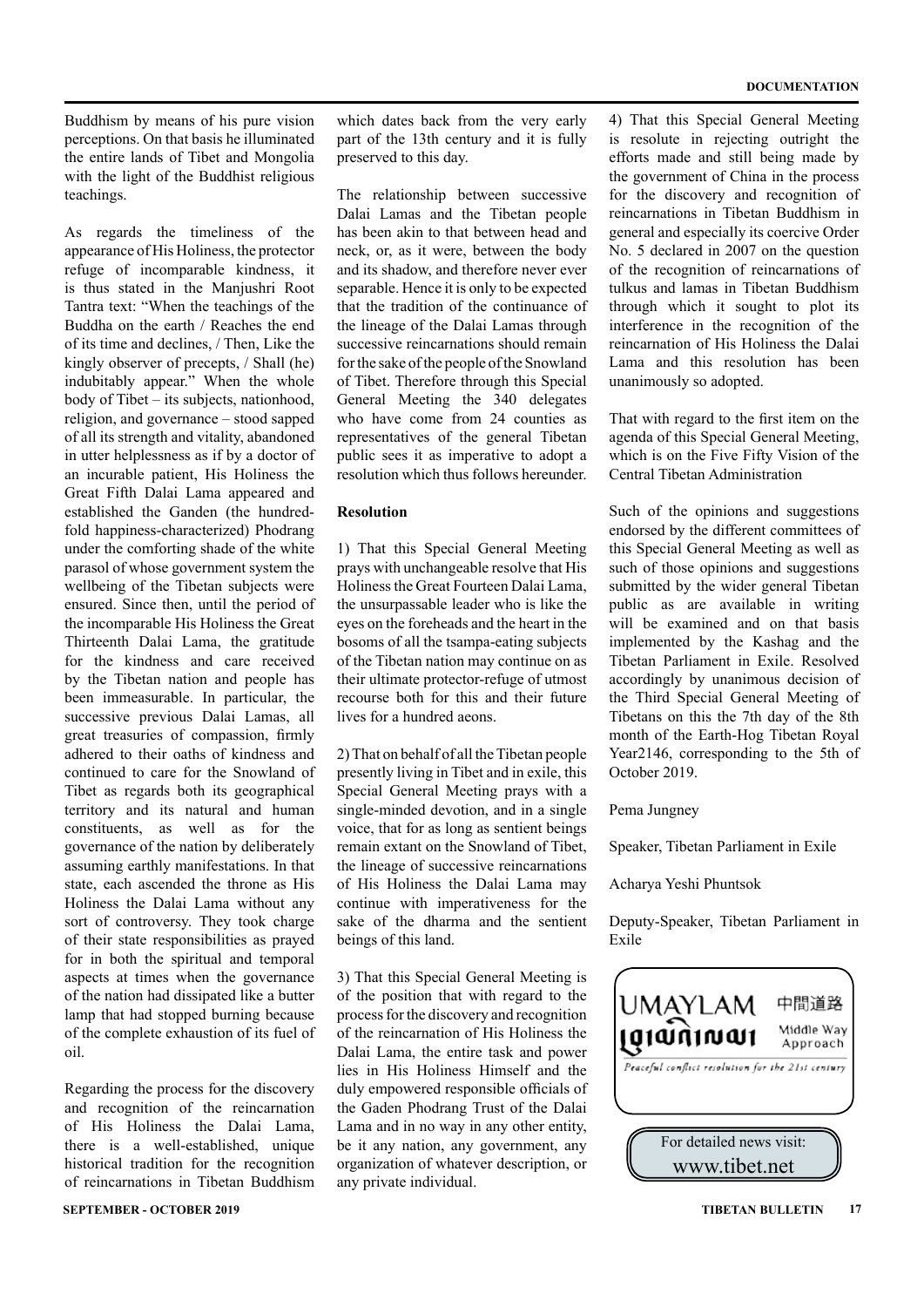Buddhism by means of his pure vision perceptions. On that basis he illuminated the entire lands of Tibet and Mongolia with the light of the Buddhist religious teachings.

As regards the timeliness of the appearance of His Holiness, the protector refuge of incomparable kindness, it is thus stated in the Manjushri Root Tantra text: "When the teachings of the Buddha on the earth / Reaches the end of its time and declines, / Then, Like the kingly observer of precepts, / Shall (he) indubitably appear." When the whole body of Tibet – its subjects, nationhood, religion, and governance – stood sapped of all its strength and vitality, abandoned in utter helplessness as if by a doctor of an incurable patient, His Holiness the Great Fifth Dalai Lama appeared and established the Ganden (the hundred-fold happiness-characterized) Phodrang under the comforting shade of the white parasol of whose government system the wellbeing of the Tibetan subjects were ensured. Since then, until the period of the incomparable His Holiness the Great Thirteenth Dalai Lama, the gratitude for the kindness and care received by the Tibetan nation and people has been immeasurable. In particular, the successive previous Dalai Lamas, all great treasuries of compassion, firmly adhered to their oaths of kindness and continued to care for the Snowland of Tibet as regards both its geographical territory and its natural and human constituents, as well as for the governance of the nation by deliberately assuming earthly manifestations. In that state, each ascended the throne as His Holiness the Dalai Lama without any sort of controversy. They took charge of their state responsibilities as prayed for in both the spiritual and temporal aspects at times when the governance of the nation had dissipated like a butter lamp that had stopped burning because of the complete exhaustion of its fuel of oil.

Regarding the process for the discovery and recognition of the reincarnation of His Holiness the Dalai Lama, there is a well-established, unique historical tradition for the recognition of reincarnations in Tibetan Buddhism which dates back from the very early part of the 13th century and it is fully preserved to this day.

The relationship between successive Dalai Lamas and the Tibetan people has been akin to that between head and neck, or, as it were, between the body and its shadow, and therefore never ever separable. Hence it is only to be expected that the tradition of the continuance of the lineage of the Dalai Lamas through successive reincarnations should remain for the sake of the people of the Snowland of Tibet. Therefore through this Special General Meeting the 340 delegates who have come from 24 counties as representatives of the general Tibetan public sees it as imperative to adopt a resolution which thus follows hereunder.

**Resolution**

1) That this Special General Meeting prays with unchangeable resolve that His Holiness the Great Fourteen Dalai Lama, the unsurpassable leader who is like the eyes on the foreheads and the heart in the bosoms of all the tsampa-eating subjects of the Tibetan nation may continue on as their ultimate protector-refuge of utmost recourse both for this and their future lives for a hundred aeons.

2) That on behalf of all the Tibetan people presently living in Tibet and in exile, this Special General Meeting prays with a single-minded devotion, and in a single voice, that for as long as sentient beings remain extant on the Snowland of Tibet, the lineage of successive reincarnations of His Holiness the Dalai Lama may continue with imperativeness for the sake of the dharma and the sentient beings of this land.

3) That this Special General Meeting is of the position that with regard to the process for the discovery and recognition of the reincarnation of His Holiness the Dalai Lama, the entire task and power lies in His Holiness Himself and the duly empowered responsible officials of the Gaden Phodrang Trust of the Dalai Lama and in no way in any other entity, be it any nation, any government, any organization of whatever description, or any private individual.

4) That this Special General Meeting is resolute in rejecting outright the efforts made and still being made by the government of China in the process for the discovery and recognition of reincarnations in Tibetan Buddhism in general and especially its coercive Order No. 5 declared in 2007 on the question of the recognition of reincarnations of tulkus and lamas in Tibetan Buddhism through which it sought to plot its interference in the recognition of the reincarnation of His Holiness the Dalai Lama and this resolution has been unanimously so adopted.

That with regard to the first item on the agenda of this Special General Meeting, which is on the Five Fifty Vision of the Central Tibetan Administration

Such of the opinions and suggestions endorsed by the different committees of this Special General Meeting as well as such of those opinions and suggestions submitted by the wider general Tibetan public as are available in writing will be examined and on that basis implemented by the Kashag and the Tibetan Parliament in Exile. Resolved accordingly by unanimous decision of the Third Special General Meeting of Tibetans on this the 7th day of the 8th month of the Earth-Hog Tibetan Royal Year2146, corresponding to the 5th of October 2019.

Pema Jungney

Speaker, Tibetan Parliament in Exile

Acharya Yeshi Phuntsok

Deputy-Speaker, Tibetan Parliament in Exile

UMAYLAM 中間道路 Middle Way Approach

*Peaceful conflict resolution for the 21st century*

For detailed news visit: www.tibet.net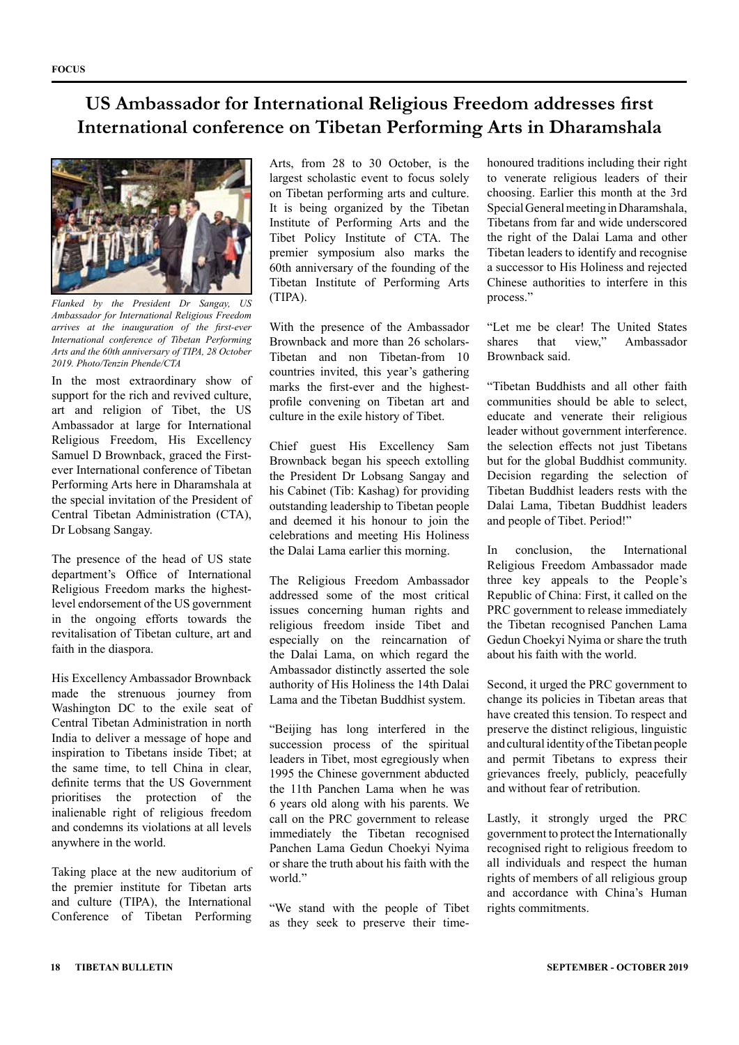# US Ambassador for International Religious Freedom addresses first International conference on Tibetan Performing Arts in Dharamshala

*Flanked by the President Dr Sangay, US Ambassador for International Religious Freedom arrives at the inauguration of the first-ever International conference of Tibetan Performing Arts and the 60th anniversary of TIPA, 28 October 2019. Photo/Tenzin Phende/CTA*

In the most extraordinary show of support for the rich and revived culture, art and religion of Tibet, the US Ambassador at large for International Religious Freedom, His Excellency Samuel D Brownback, graced the First-ever International conference of Tibetan Performing Arts here in Dharamshala at the special invitation of the President of Central Tibetan Administration (CTA), Dr Lobsang Sangay.

The presence of the head of US state department's Office of International Religious Freedom marks the highest-level endorsement of the US government in the ongoing efforts towards the revitalisation of Tibetan culture, art and faith in the diaspora.

His Excellency Ambassador Brownback made the strenuous journey from Washington DC to the exile seat of Central Tibetan Administration in north India to deliver a message of hope and inspiration to Tibetans inside Tibet; at the same time, to tell China in clear, definite terms that the US Government prioritises the protection of the inalienable right of religious freedom and condemns its violations at all levels anywhere in the world.

Taking place at the new auditorium of the premier institute for Tibetan arts and culture (TIPA), the International Conference of Tibetan Performing Arts, from 28 to 30 October, is the largest scholastic event to focus solely on Tibetan performing arts and culture. It is being organized by the Tibetan Institute of Performing Arts and the Tibet Policy Institute of CTA. The premier symposium also marks the 60th anniversary of the founding of the Tibetan Institute of Performing Arts (TIPA).

With the presence of the Ambassador Brownback and more than 26 scholars-Tibetan and non Tibetan-from 10 countries invited, this year's gathering marks the first-ever and the highest-profile convening on Tibetan art and culture in the exile history of Tibet.

Chief guest His Excellency Sam Brownback began his speech extolling the President Dr Lobsang Sangay and his Cabinet (Tib: Kashag) for providing outstanding leadership to Tibetan people and deemed it his honour to join the celebrations and meeting His Holiness the Dalai Lama earlier this morning.

The Religious Freedom Ambassador addressed some of the most critical issues concerning human rights and religious freedom inside Tibet and especially on the reincarnation of the Dalai Lama, on which regard the Ambassador distinctly asserted the sole authority of His Holiness the 14th Dalai Lama and the Tibetan Buddhist system.

"Beijing has long interfered in the succession process of the spiritual leaders in Tibet, most egregiously when 1995 the Chinese government abducted the 11th Panchen Lama when he was 6 years old along with his parents. We call on the PRC government to release immediately the Tibetan recognised Panchen Lama Gedun Choekyi Nyima or share the truth about his faith with the world."

"We stand with the people of Tibet as they seek to preserve their time-honoured traditions including their right to venerate religious leaders of their choosing. Earlier this month at the 3rd Special General meeting in Dharamshala, Tibetans from far and wide underscored the right of the Dalai Lama and other Tibetan leaders to identify and recognise a successor to His Holiness and rejected Chinese authorities to interfere in this process."

"Let me be clear! The United States shares that view," Ambassador Brownback said.

"Tibetan Buddhists and all other faith communities should be able to select, educate and venerate their religious leader without government interference. the selection effects not just Tibetans but for the global Buddhist community. Decision regarding the selection of Tibetan Buddhist leaders rests with the Dalai Lama, Tibetan Buddhist leaders and people of Tibet. Period!"

In conclusion, the International Religious Freedom Ambassador made three key appeals to the People's Republic of China: First, it called on the PRC government to release immediately the Tibetan recognised Panchen Lama Gedun Choekyi Nyima or share the truth about his faith with the world.

Second, it urged the PRC government to change its policies in Tibetan areas that have created this tension. To respect and preserve the distinct religious, linguistic and cultural identity of the Tibetan people and permit Tibetans to express their grievances freely, publicly, peacefully and without fear of retribution.

Lastly, it strongly urged the PRC government to protect the Internationally recognised right to religious freedom to all individuals and respect the human rights of members of all religious group and accordance with China's Human rights commitments.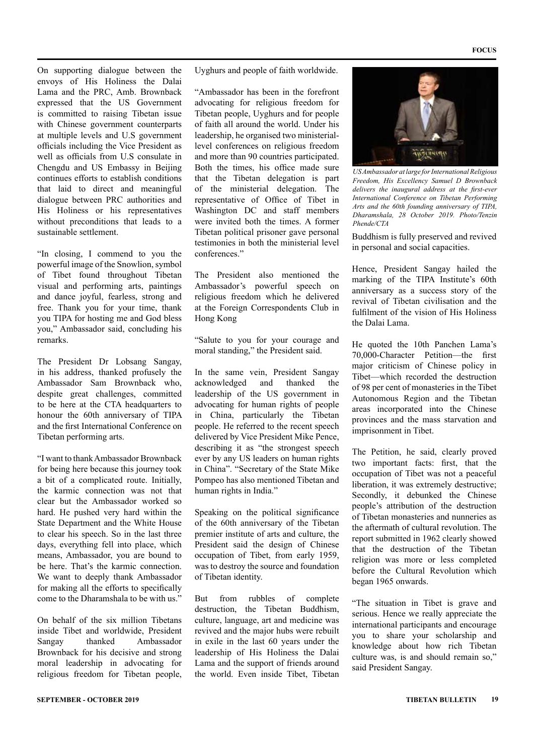On supporting dialogue between the envoys of His Holiness the Dalai Lama and the PRC, Amb. Brownback expressed that the US Government is committed to raising Tibetan issue with Chinese government counterparts at multiple levels and U.S government officials including the Vice President as well as officials from U.S consulate in Chengdu and US Embassy in Beijing continues efforts to establish conditions that laid to direct and meaningful dialogue between PRC authorities and His Holiness or his representatives without preconditions that leads to a sustainable settlement.

"In closing, I commend to you the powerful image of the Snowlion, symbol of Tibet found throughout Tibetan visual and performing arts, paintings and dance joyful, fearless, strong and free. Thank you for your time, thank you TIPA for hosting me and God bless you," Ambassador said, concluding his remarks.

The President Dr Lobsang Sangay, in his address, thanked profusely the Ambassador Sam Brownback who, despite great challenges, committed to be here at the CTA headquarters to honour the 60th anniversary of TIPA and the first International Conference on Tibetan performing arts.

"I want to thank Ambassador Brownback for being here because this journey took a bit of a complicated route. Initially, the karmic connection was not that clear but the Ambassador worked so hard. He pushed very hard within the State Department and the White House to clear his speech. So in the last three days, everything fell into place, which means, Ambassador, you are bound to be here. That's the karmic connection. We want to deeply thank Ambassador for making all the efforts to specifically come to the Dharamshala to be with us."

On behalf of the six million Tibetans inside Tibet and worldwide, President Sangay thanked Ambassador Brownback for his decisive and strong moral leadership in advocating for religious freedom for Tibetan people, Uyghurs and people of faith worldwide.

"Ambassador has been in the forefront advocating for religious freedom for Tibetan people, Uyghurs and for people of faith all around the world. Under his leadership, he organised two ministerial-level conferences on religious freedom and more than 90 countries participated. Both the times, his office made sure that the Tibetan delegation is part of the ministerial delegation. The representative of Office of Tibet in Washington DC and staff members were invited both the times. A former Tibetan political prisoner gave personal testimonies in both the ministerial level conferences."

The President also mentioned the Ambassador's powerful speech on religious freedom which he delivered at the Foreign Correspondents Club in Hong Kong

"Salute to you for your courage and moral standing," the President said.

In the same vein, President Sangay acknowledged and thanked the leadership of the US government in advocating for human rights of people in China, particularly the Tibetan people. He referred to the recent speech delivered by Vice President Mike Pence, describing it as "the strongest speech ever by any US leaders on human rights in China". "Secretary of the State Mike Pompeo has also mentioned Tibetan and human rights in India."

Speaking on the political significance of the 60th anniversary of the Tibetan premier institute of arts and culture, the President said the design of Chinese occupation of Tibet, from early 1959, was to destroy the source and foundation of Tibetan identity.

But from rubbles of complete destruction, the Tibetan Buddhism, culture, language, art and medicine was revived and the major hubs were rebuilt in exile in the last 60 years under the leadership of His Holiness the Dalai Lama and the support of friends around the world. Even inside Tibet, Tibetan Buddhism is fully preserved and revived in personal and social capacities.

*US Ambassador at large for International Religious Freedom, His Excellency Samuel D Brownback delivers the inaugural address at the first-ever International Conference on Tibetan Performing Arts and the 60th founding anniversary of TIPA, Dharamshala, 28 October 2019. Photo/Tenzin Phende/CTA*

Hence, President Sangay hailed the marking of the TIPA Institute's 60th anniversary as a success story of the revival of Tibetan civilisation and the fulfilment of the vision of His Holiness the Dalai Lama.

He quoted the 10th Panchen Lama's 70,000-Character Petition—the first major criticism of Chinese policy in Tibet—which recorded the destruction of 98 per cent of monasteries in the Tibet Autonomous Region and the Tibetan areas incorporated into the Chinese provinces and the mass starvation and imprisonment in Tibet.

The Petition, he said, clearly proved two important facts: first, that the occupation of Tibet was not a peaceful liberation, it was extremely destructive; Secondly, it debunked the Chinese people's attribution of the destruction of Tibetan monasteries and nunneries as the aftermath of cultural revolution. The report submitted in 1962 clearly showed that the destruction of the Tibetan religion was more or less completed before the Cultural Revolution which began 1965 onwards.

"The situation in Tibet is grave and serious. Hence we really appreciate the international participants and encourage you to share your scholarship and knowledge about how rich Tibetan culture was, is and should remain so," said President Sangay.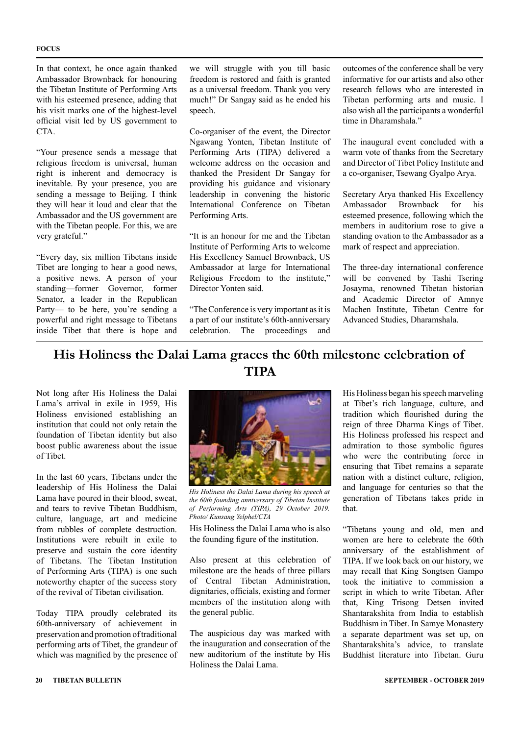In that context, he once again thanked Ambassador Brownback for honouring the Tibetan Institute of Performing Arts with his esteemed presence, adding that his visit marks one of the highest-level official visit led by US government to CTA.

"Your presence sends a message that religious freedom is universal, human right is inherent and democracy is inevitable. By your presence, you are sending a message to Beijing. I think they will hear it loud and clear that the Ambassador and the US government are with the Tibetan people. For this, we are very grateful."

"Every day, six million Tibetans inside Tibet are longing to hear a good news, a positive news. A person of your standing—former Governor, former Senator, a leader in the Republican Party— to be here, you're sending a powerful and right message to Tibetans inside Tibet that there is hope and we will struggle with you till basic freedom is restored and faith is granted as a universal freedom. Thank you very much!" Dr Sangay said as he ended his speech.

Co-organiser of the event, the Director Ngawang Yonten, Tibetan Institute of Performing Arts (TIPA) delivered a welcome address on the occasion and thanked the President Dr Sangay for providing his guidance and visionary leadership in convening the historic International Conference on Tibetan Performing Arts.

"It is an honour for me and the Tibetan Institute of Performing Arts to welcome His Excellency Samuel Brownback, US Ambassador at large for International Religious Freedom to the institute," Director Yonten said.

"The Conference is very important as it is a part of our institute's 60th-anniversary celebration. The proceedings and outcomes of the conference shall be very informative for our artists and also other research fellows who are interested in Tibetan performing arts and music. I also wish all the participants a wonderful time in Dharamshala."

The inaugural event concluded with a warm vote of thanks from the Secretary and Director of Tibet Policy Institute and a co-organiser, Tsewang Gyalpo Arya.

Secretary Arya thanked His Excellency Ambassador Brownback for his esteemed presence, following which the members in auditorium rose to give a standing ovation to the Ambassador as a mark of respect and appreciation.

The three-day international conference will be convened by Tashi Tsering Josayma, renowned Tibetan historian and Academic Director of Amnye Machen Institute, Tibetan Centre for Advanced Studies, Dharamshala.

## His Holiness the Dalai Lama graces the 60th milestone celebration of TIPA

Not long after His Holiness the Dalai Lama's arrival in exile in 1959, His Holiness envisioned establishing an institution that could not only retain the foundation of Tibetan identity but also boost public awareness about the issue of Tibet.

In the last 60 years, Tibetans under the leadership of His Holiness the Dalai Lama have poured in their blood, sweat, and tears to revive Tibetan Buddhism, culture, language, art and medicine from rubbles of complete destruction. Institutions were rebuilt in exile to preserve and sustain the core identity of Tibetans. The Tibetan Institution of Performing Arts (TIPA) is one such noteworthy chapter of the success story of the revival of Tibetan civilisation.

Today TIPA proudly celebrated its 60th-anniversary of achievement in preservation and promotion of traditional performing arts of Tibet, the grandeur of which was magnified by the presence of His Holiness the Dalai Lama who is also the founding figure of the institution.

*His Holiness the Dalai Lama during his speech at the 60th founding anniversary of Tibetan Institute of Performing Arts (TIPA), 29 October 2019. Photo/ Kunsang Yelphel/CTA*

Also present at this celebration of milestone are the heads of three pillars of Central Tibetan Administration, dignitaries, officials, existing and former members of the institution along with the general public.

The auspicious day was marked with the inauguration and consecration of the new auditorium of the institute by His Holiness the Dalai Lama.

His Holiness began his speech marveling at Tibet's rich language, culture, and tradition which flourished during the reign of three Dharma Kings of Tibet. His Holiness professed his respect and admiration to those symbolic figures who were the contributing force in ensuring that Tibet remains a separate nation with a distinct culture, religion, and language for centuries so that the generation of Tibetans takes pride in that.

"Tibetans young and old, men and women are here to celebrate the 60th anniversary of the establishment of TIPA. If we look back on our history, we may recall that King Songtsen Gampo took the initiative to commission a script in which to write Tibetan. After that, King Trisong Detsen invited Shantarakshita from India to establish Buddhism in Tibet. In Samye Monastery a separate department was set up, on Shantarakshita's advice, to translate Buddhist literature into Tibetan. Guru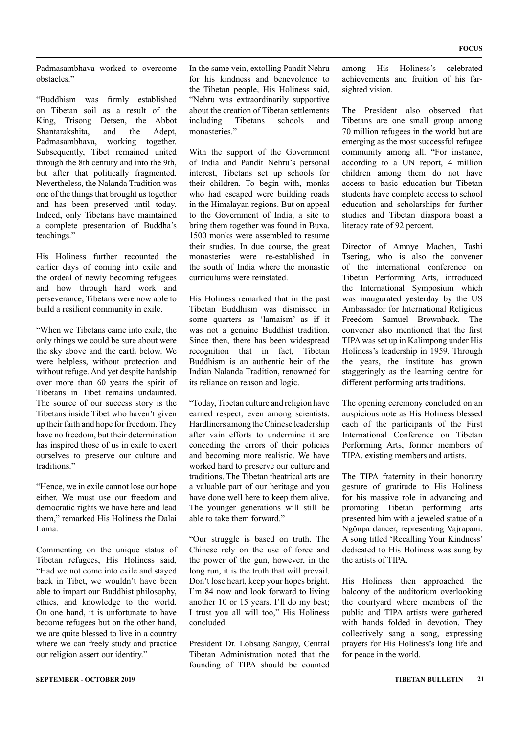Padmasambhava worked to overcome obstacles."

"Buddhism was firmly established on Tibetan soil as a result of the King, Trisong Detsen, the Abbot Shantarakshita, and the Adept, Padmasambhava, working together. Subsequently, Tibet remained united through the 8th century and into the 9th, but after that politically fragmented. Nevertheless, the Nalanda Tradition was one of the things that brought us together and has been preserved until today. Indeed, only Tibetans have maintained a complete presentation of Buddha's teachings."

His Holiness further recounted the earlier days of coming into exile and the ordeal of newly becoming refugees and how through hard work and perseverance, Tibetans were now able to build a resilient community in exile.

"When we Tibetans came into exile, the only things we could be sure about were the sky above and the earth below. We were helpless, without protection and without refuge. And yet despite hardship over more than 60 years the spirit of Tibetans in Tibet remains undaunted. The source of our success story is the Tibetans inside Tibet who haven't given up their faith and hope for freedom. They have no freedom, but their determination has inspired those of us in exile to exert ourselves to preserve our culture and traditions."

"Hence, we in exile cannot lose our hope either. We must use our freedom and democratic rights we have here and lead them," remarked His Holiness the Dalai Lama.

Commenting on the unique status of Tibetan refugees, His Holiness said, "Had we not come into exile and stayed back in Tibet, we wouldn't have been able to impart our Buddhist philosophy, ethics, and knowledge to the world. On one hand, it is unfortunate to have become refugees but on the other hand, we are quite blessed to live in a country where we can freely study and practice our religion assert our identity."

In the same vein, extolling Pandit Nehru for his kindness and benevolence to the Tibetan people, His Holiness said, "Nehru was extraordinarily supportive about the creation of Tibetan settlements including Tibetans schools and monasteries."

With the support of the Government of India and Pandit Nehru's personal interest, Tibetans set up schools for their children. To begin with, monks who had escaped were building roads in the Himalayan regions. But on appeal to the Government of India, a site to bring them together was found in Buxa. 1500 monks were assembled to resume their studies. In due course, the great monasteries were re-established in the south of India where the monastic curriculums were reinstated.

His Holiness remarked that in the past Tibetan Buddhism was dismissed in some quarters as 'lamaism' as if it was not a genuine Buddhist tradition. Since then, there has been widespread recognition that in fact, Tibetan Buddhism is an authentic heir of the Indian Nalanda Tradition, renowned for its reliance on reason and logic.

"Today, Tibetan culture and religion have earned respect, even among scientists. Hardliners among the Chinese leadership after vain efforts to undermine it are conceding the errors of their policies and becoming more realistic. We have worked hard to preserve our culture and traditions. The Tibetan theatrical arts are a valuable part of our heritage and you have done well here to keep them alive. The younger generations will still be able to take them forward."

"Our struggle is based on truth. The Chinese rely on the use of force and the power of the gun, however, in the long run, it is the truth that will prevail. Don't lose heart, keep your hopes bright. I'm 84 now and look forward to living another 10 or 15 years. I'll do my best; I trust you all will too," His Holiness concluded.

President Dr. Lobsang Sangay, Central Tibetan Administration noted that the founding of TIPA should be counted among His Holiness's celebrated achievements and fruition of his far-sighted vision.

The President also observed that Tibetans are one small group among 70 million refugees in the world but are emerging as the most successful refugee community among all. "For instance, according to a UN report, 4 million children among them do not have access to basic education but Tibetan students have complete access to school education and scholarships for further studies and Tibetan diaspora boast a literacy rate of 92 percent.

Director of Amnye Machen, Tashi Tsering, who is also the convener of the international conference on Tibetan Performing Arts, introduced the International Symposium which was inaugurated yesterday by the US Ambassador for International Religious Freedom Samuel Brownback. The convener also mentioned that the first TIPA was set up in Kalimpong under His Holiness's leadership in 1959. Through the years, the institute has grown staggeringly as the learning centre for different performing arts traditions.

The opening ceremony concluded on an auspicious note as His Holiness blessed each of the participants of the First International Conference on Tibetan Performing Arts, former members of TIPA, existing members and artists.

The TIPA fraternity in their honorary gesture of gratitude to His Holiness for his massive role in advancing and promoting Tibetan performing arts presented him with a jeweled statue of a Ngönpa dancer, representing Vajrapani. A song titled 'Recalling Your Kindness' dedicated to His Holiness was sung by the artists of TIPA.

His Holiness then approached the balcony of the auditorium overlooking the courtyard where members of the public and TIPA artists were gathered with hands folded in devotion. They collectively sang a song, expressing prayers for His Holiness's long life and for peace in the world.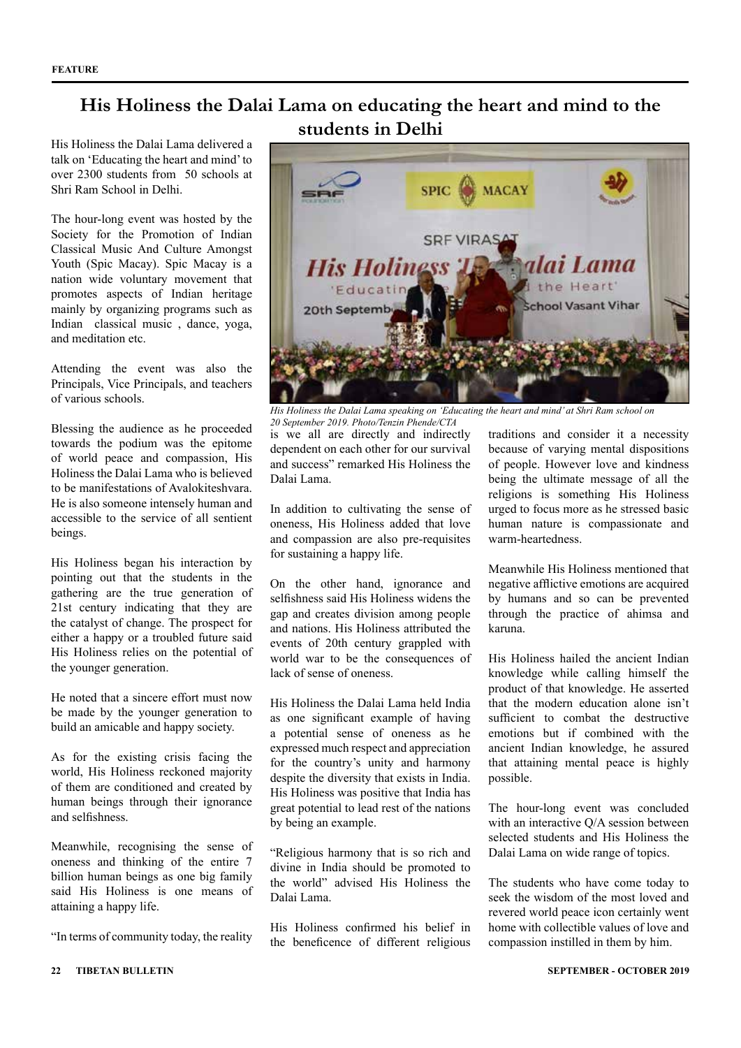FEATURE

# His Holiness the Dalai Lama on educating the heart and mind to the students in Delhi

His Holiness the Dalai Lama delivered a talk on 'Educating the heart and mind' to over 2300 students from 50 schools at Shri Ram School in Delhi.

The hour-long event was hosted by the Society for the Promotion of Indian Classical Music And Culture Amongst Youth (Spic Macay). Spic Macay is a nation wide voluntary movement that promotes aspects of Indian heritage mainly by organizing programs such as Indian classical music , dance, yoga, and meditation etc.

Attending the event was also the Principals, Vice Principals, and teachers of various schools.

Blessing the audience as he proceeded towards the podium was the epitome of world peace and compassion, His Holiness the Dalai Lama who is believed to be manifestations of Avalokiteshvara. He is also someone intensely human and accessible to the service of all sentient beings.

His Holiness began his interaction by pointing out that the students in the gathering are the true generation of 21st century indicating that they are the catalyst of change. The prospect for either a happy or a troubled future said His Holiness relies on the potential of the younger generation.

He noted that a sincere effort must now be made by the younger generation to build an amicable and happy society.

As for the existing crisis facing the world, His Holiness reckoned majority of them are conditioned and created by human beings through their ignorance and selfishness.

Meanwhile, recognising the sense of oneness and thinking of the entire 7 billion human beings as one big family said His Holiness is one means of attaining a happy life.

*His Holiness the Dalai Lama speaking on 'Educating the heart and mind' at Shri Ram school on 20 September 2019. Photo/Tenzin Phende/CTA*

"In terms of community today, the reality is we all are directly and indirectly dependent on each other for our survival and success" remarked His Holiness the Dalai Lama.

In addition to cultivating the sense of oneness, His Holiness added that love and compassion are also pre-requisites for sustaining a happy life.

On the other hand, ignorance and selfishness said His Holiness widens the gap and creates division among people and nations. His Holiness attributed the events of 20th century grappled with world war to be the consequences of lack of sense of oneness.

His Holiness the Dalai Lama held India as one significant example of having a potential sense of oneness as he expressed much respect and appreciation for the country's unity and harmony despite the diversity that exists in India. His Holiness was positive that India has great potential to lead rest of the nations by being an example.

"Religious harmony that is so rich and divine in India should be promoted to the world" advised His Holiness the Dalai Lama.

His Holiness confirmed his belief in the beneficence of different religious traditions and consider it a necessity because of varying mental dispositions of people. However love and kindness being the ultimate message of all the religions is something His Holiness urged to focus more as he stressed basic human nature is compassionate and warm-heartedness.

Meanwhile His Holiness mentioned that negative afflictive emotions are acquired by humans and so can be prevented through the practice of ahimsa and karuna.

His Holiness hailed the ancient Indian knowledge while calling himself the product of that knowledge. He asserted that the modern education alone isn't sufficient to combat the destructive emotions but if combined with the ancient Indian knowledge, he assured that attaining mental peace is highly possible.

The hour-long event was concluded with an interactive Q/A session between selected students and His Holiness the Dalai Lama on wide range of topics.

The students who have come today to seek the wisdom of the most loved and revered world peace icon certainly went home with collectible values of love and compassion instilled in them by him.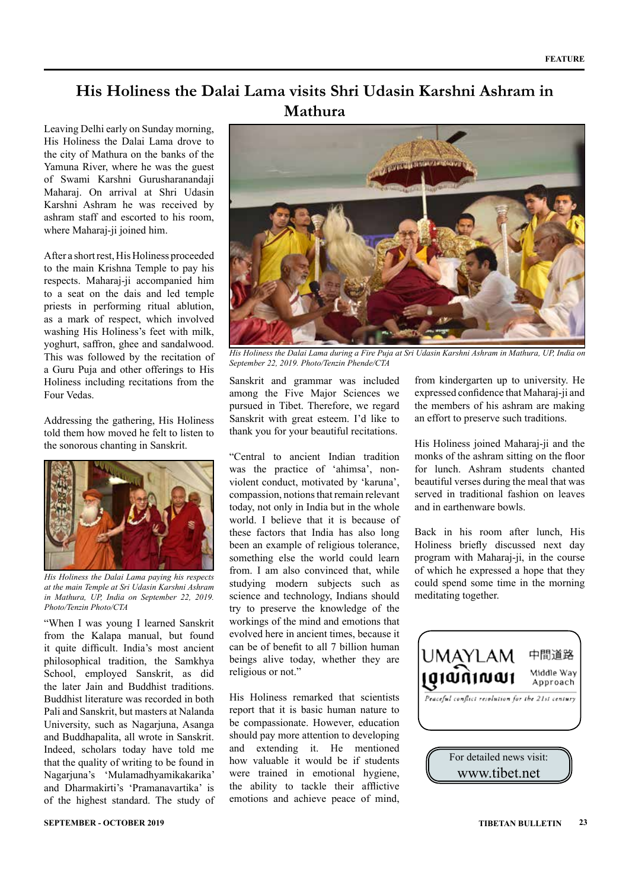# His Holiness the Dalai Lama visits Shri Udasin Karshni Ashram in Mathura

Leaving Delhi early on Sunday morning, His Holiness the Dalai Lama drove to the city of Mathura on the banks of the Yamuna River, where he was the guest of Swami Karshni Gurusharanandaji Maharaj. On arrival at Shri Udasin Karshni Ashram he was received by ashram staff and escorted to his room, where Maharaj-ji joined him.

After a short rest, His Holiness proceeded to the main Krishna Temple to pay his respects. Maharaj-ji accompanied him to a seat on the dais and led temple priests in performing ritual ablution, as a mark of respect, which involved washing His Holiness's feet with milk, yoghurt, saffron, ghee and sandalwood. This was followed by the recitation of a Guru Puja and other offerings to His Holiness including recitations from the Four Vedas.

Addressing the gathering, His Holiness told them how moved he felt to listen to the sonorous chanting in Sanskrit.

*His Holiness the Dalai Lama paying his respects at the main Temple at Sri Udasin Karshni Ashram in Mathura, UP, India on September 22, 2019. Photo/Tenzin Photo/CTA*

"When I was young I learned Sanskrit from the Kalapa manual, but found it quite difficult. India's most ancient philosophical tradition, the Samkhya School, employed Sanskrit, as did the later Jain and Buddhist traditions. Buddhist literature was recorded in both Pali and Sanskrit, but masters at Nalanda University, such as Nagarjuna, Asanga and Buddhapalita, all wrote in Sanskrit. Indeed, scholars today have told me that the quality of writing to be found in Nagarjuna's 'Mulamadhyamikakarika' and Dharmakirti's 'Pramanavartika' is of the highest standard. The study of Sanskrit and grammar was included among the Five Major Sciences we pursued in Tibet. Therefore, we regard Sanskrit with great esteem. I'd like to thank you for your beautiful recitations.

*His Holiness the Dalai Lama during a Fire Puja at Sri Udasin Karshni Ashram in Mathura, UP, India on September 22, 2019. Photo/Tenzin Phende/CTA*

"Central to ancient Indian tradition was the practice of 'ahimsa', non-violent conduct, motivated by 'karuna', compassion, notions that remain relevant today, not only in India but in the whole world. I believe that it is because of these factors that India has also long been an example of religious tolerance, something else the world could learn from. I am also convinced that, while studying modern subjects such as science and technology, Indians should try to preserve the knowledge of the workings of the mind and emotions that evolved here in ancient times, because it can be of benefit to all 7 billion human beings alive today, whether they are religious or not."

His Holiness remarked that scientists report that it is basic human nature to be compassionate. However, education should pay more attention to developing and extending it. He mentioned how valuable it would be if students were trained in emotional hygiene, the ability to tackle their afflictive emotions and achieve peace of mind, from kindergarten up to university. He expressed confidence that Maharaj-ji and the members of his ashram are making an effort to preserve such traditions.

His Holiness joined Maharaj-ji and the monks of the ashram sitting on the floor for lunch. Ashram students chanted beautiful verses during the meal that was served in traditional fashion on leaves and in earthenware bowls.

Back in his room after lunch, His Holiness briefly discussed next day program with Maharaj-ji, in the course of which he expressed a hope that they could spend some time in the morning meditating together.

UMAYLAM 中間道路 Middle Way Approach
*Peaceful conflict resolution for the 21st century*

For detailed news visit:
www.tibet.net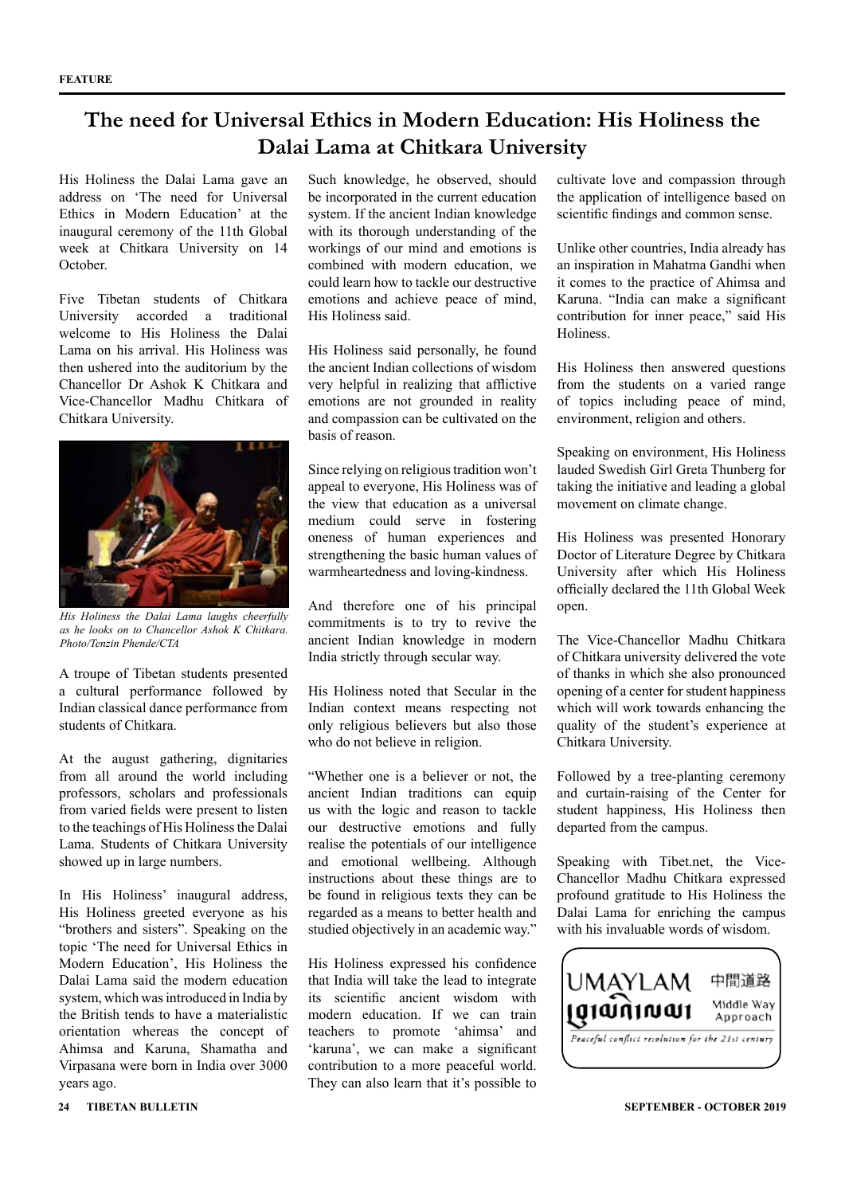# The need for Universal Ethics in Modern Education: His Holiness the Dalai Lama at Chitkara University

His Holiness the Dalai Lama gave an address on 'The need for Universal Ethics in Modern Education' at the inaugural ceremony of the 11th Global week at Chitkara University on 14 October.

Five Tibetan students of Chitkara University accorded a traditional welcome to His Holiness the Dalai Lama on his arrival. His Holiness was then ushered into the auditorium by the Chancellor Dr Ashok K Chitkara and Vice-Chancellor Madhu Chitkara of Chitkara University.

*His Holiness the Dalai Lama laughs cheerfully as he looks on to Chancellor Ashok K Chitkara. Photo/Tenzin Phende/CTA*

A troupe of Tibetan students presented a cultural performance followed by Indian classical dance performance from students of Chitkara.

At the august gathering, dignitaries from all around the world including professors, scholars and professionals from varied fields were present to listen to the teachings of His Holiness the Dalai Lama. Students of Chitkara University showed up in large numbers.

In His Holiness' inaugural address, His Holiness greeted everyone as his "brothers and sisters". Speaking on the topic 'The need for Universal Ethics in Modern Education', His Holiness the Dalai Lama said the modern education system, which was introduced in India by the British tends to have a materialistic orientation whereas the concept of Ahimsa and Karuna, Shamatha and Virpasana were born in India over 3000 years ago.

Such knowledge, he observed, should be incorporated in the current education system. If the ancient Indian knowledge with its thorough understanding of the workings of our mind and emotions is combined with modern education, we could learn how to tackle our destructive emotions and achieve peace of mind, His Holiness said.

His Holiness said personally, he found the ancient Indian collections of wisdom very helpful in realizing that afflictive emotions are not grounded in reality and compassion can be cultivated on the basis of reason.

Since relying on religious tradition won't appeal to everyone, His Holiness was of the view that education as a universal medium could serve in fostering oneness of human experiences and strengthening the basic human values of warmheartedness and loving-kindness.

And therefore one of his principal commitments is to try to revive the ancient Indian knowledge in modern India strictly through secular way.

His Holiness noted that Secular in the Indian context means respecting not only religious believers but also those who do not believe in religion.

"Whether one is a believer or not, the ancient Indian traditions can equip us with the logic and reason to tackle our destructive emotions and fully realise the potentials of our intelligence and emotional wellbeing. Although instructions about these things are to be found in religious texts they can be regarded as a means to better health and studied objectively in an academic way."

His Holiness expressed his confidence that India will take the lead to integrate its scientific ancient wisdom with modern education. If we can train teachers to promote 'ahimsa' and 'karuna', we can make a significant contribution to a more peaceful world. They can also learn that it's possible to cultivate love and compassion through the application of intelligence based on scientific findings and common sense.

Unlike other countries, India already has an inspiration in Mahatma Gandhi when it comes to the practice of Ahimsa and Karuna. "India can make a significant contribution for inner peace," said His Holiness.

His Holiness then answered questions from the students on a varied range of topics including peace of mind, environment, religion and others.

Speaking on environment, His Holiness lauded Swedish Girl Greta Thunberg for taking the initiative and leading a global movement on climate change.

His Holiness was presented Honorary Doctor of Literature Degree by Chitkara University after which His Holiness officially declared the 11th Global Week open.

The Vice-Chancellor Madhu Chitkara of Chitkara university delivered the vote of thanks in which she also pronounced opening of a center for student happiness which will work towards enhancing the quality of the student's experience at Chitkara University.

Followed by a tree-planting ceremony and curtain-raising of the Center for student happiness, His Holiness then departed from the campus.

Speaking with Tibet.net, the Vice-Chancellor Madhu Chitkara expressed profound gratitude to His Holiness the Dalai Lama for enriching the campus with his invaluable words of wisdom.

UMAYLAM 中間道路 Middle Way Approach

*Peaceful conflict resolution for the 21st century*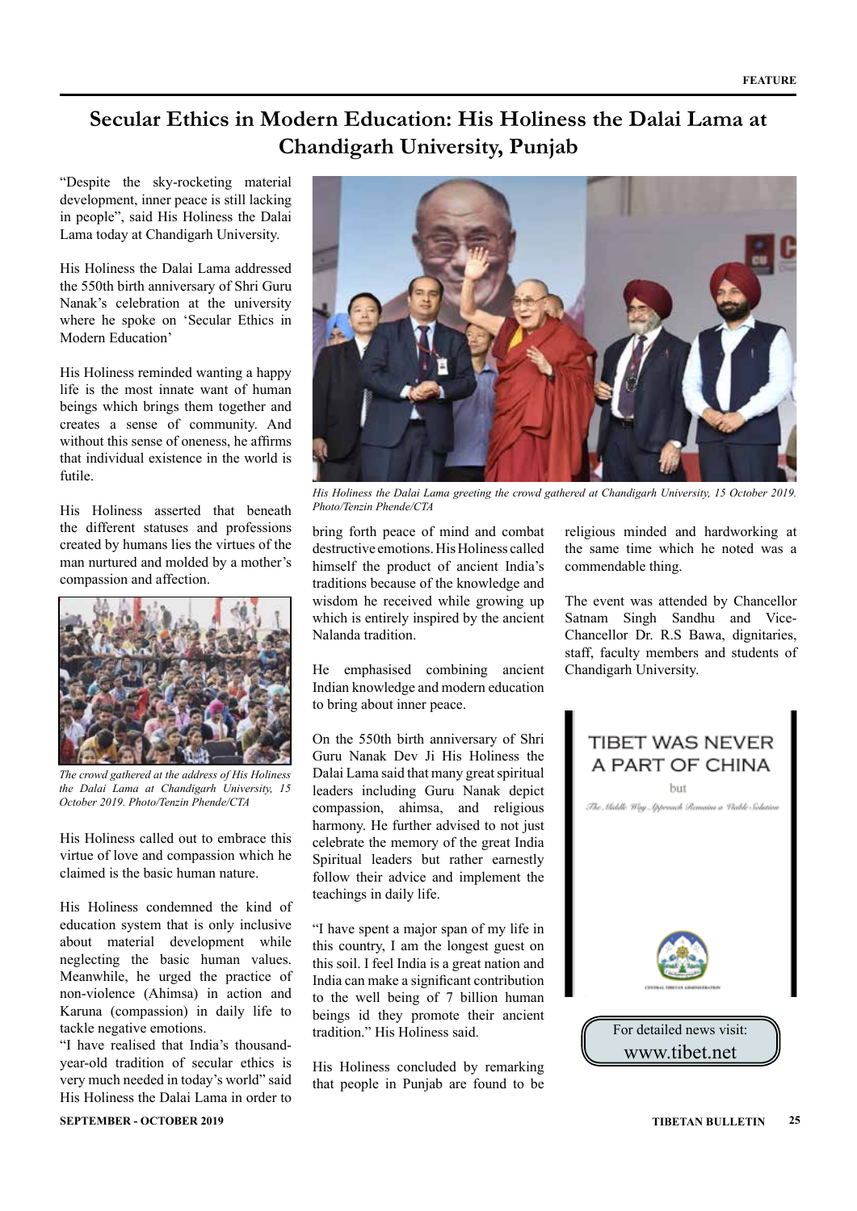# Secular Ethics in Modern Education: His Holiness the Dalai Lama at Chandigarh University, Punjab

"Despite the sky-rocketing material development, inner peace is still lacking in people", said His Holiness the Dalai Lama today at Chandigarh University.

His Holiness the Dalai Lama addressed the 550th birth anniversary of Shri Guru Nanak's celebration at the university where he spoke on 'Secular Ethics in Modern Education'

His Holiness reminded wanting a happy life is the most innate want of human beings which brings them together and creates a sense of community. And without this sense of oneness, he affirms that individual existence in the world is futile.

His Holiness asserted that beneath the different statuses and professions created by humans lies the virtues of the man nurtured and molded by a mother's compassion and affection.

*The crowd gathered at the address of His Holiness the Dalai Lama at Chandigarh University, 15 October 2019. Photo/Tenzin Phende/CTA*

His Holiness called out to embrace this virtue of love and compassion which he claimed is the basic human nature.

His Holiness condemned the kind of education system that is only inclusive about material development while neglecting the basic human values. Meanwhile, he urged the practice of non-violence (Ahimsa) in action and Karuna (compassion) in daily life to tackle negative emotions.

"I have realised that India's thousand-year-old tradition of secular ethics is very much needed in today's world" said His Holiness the Dalai Lama in order to bring forth peace of mind and combat destructive emotions. His Holiness called himself the product of ancient India's traditions because of the knowledge and wisdom he received while growing up which is entirely inspired by the ancient Nalanda tradition.

*His Holiness the Dalai Lama greeting the crowd gathered at Chandigarh University, 15 October 2019. Photo/Tenzin Phende/CTA*

He emphasised combining ancient Indian knowledge and modern education to bring about inner peace.

On the 550th birth anniversary of Shri Guru Nanak Dev Ji His Holiness the Dalai Lama said that many great spiritual leaders including Guru Nanak depict compassion, ahimsa, and religious harmony. He further advised to not just celebrate the memory of the great India Spiritual leaders but rather earnestly follow their advice and implement the teachings in daily life.

"I have spent a major span of my life in this country, I am the longest guest on this soil. I feel India is a great nation and India can make a significant contribution to the well being of 7 billion human beings id they promote their ancient tradition." His Holiness said.

His Holiness concluded by remarking that people in Punjab are found to be religious minded and hardworking at the same time which he noted was a commendable thing.

The event was attended by Chancellor Satnam Singh Sandhu and Vice-Chancellor Dr. R.S Bawa, dignitaries, staff, faculty members and students of Chandigarh University.

TIBET WAS NEVER A PART OF CHINA

but

The Middle Way Approach Remains a Viable Solution

CENTRAL TIBETAN ADMINISTRATION

For detailed news visit:
www.tibet.net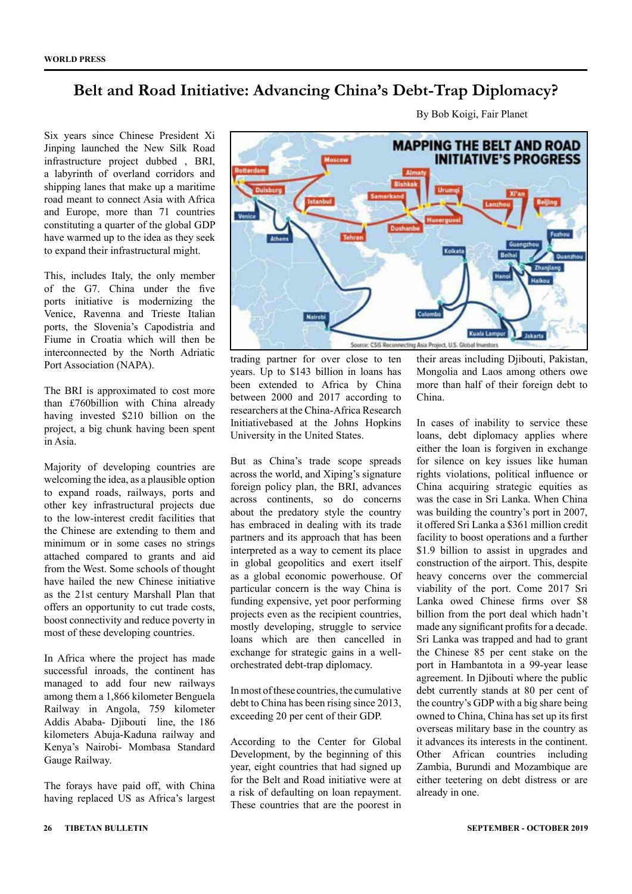WORLD PRESS

# Belt and Road Initiative: Advancing China's Debt-Trap Diplomacy?

By Bob Koigi, Fair Planet

Six years since Chinese President Xi Jinping launched the New Silk Road infrastructure project dubbed , BRI, a labyrinth of overland corridors and shipping lanes that make up a maritime road meant to connect Asia with Africa and Europe, more than 71 countries constituting a quarter of the global GDP have warmed up to the idea as they seek to expand their infrastructural might.

This, includes Italy, the only member of the G7. China under the five ports initiative is modernizing the Venice, Ravenna and Trieste Italian ports, the Slovenia's Capodistria and Fiume in Croatia which will then be interconnected by the North Adriatic Port Association (NAPA).

The BRI is approximated to cost more than £760billion with China already having invested $210 billion on the project, a big chunk having been spent in Asia.

Majority of developing countries are welcoming the idea, as a plausible option to expand roads, railways, ports and other key infrastructural projects due to the low-interest credit facilities that the Chinese are extending to them and minimum or in some cases no strings attached compared to grants and aid from the West. Some schools of thought have hailed the new Chinese initiative as the 21st century Marshall Plan that offers an opportunity to cut trade costs, boost connectivity and reduce poverty in most of these developing countries.

In Africa where the project has made successful inroads, the continent has managed to add four new railways among them a 1,866 kilometer Benguela Railway in Angola, 759 kilometer Addis Ababa- Djibouti line, the 186 kilometers Abuja-Kaduna railway and Kenya's Nairobi- Mombasa Standard Gauge Railway.

The forays have paid off, with China having replaced US as Africa's largest trading partner for over close to ten years. Up to $143 billion in loans has been extended to Africa by China between 2000 and 2017 according to researchers at the China-Africa Research Initiativebased at the Johns Hopkins University in the United States.

But as China's trade scope spreads across the world, and Xiping's signature foreign policy plan, the BRI, advances across continents, so do concerns about the predatory style the country has embraced in dealing with its trade partners and its approach that has been interpreted as a way to cement its place in global geopolitics and exert itself as a global economic powerhouse. Of particular concern is the way China is funding expensive, yet poor performing projects even as the recipient countries, mostly developing, struggle to service loans which are then cancelled in exchange for strategic gains in a well-orchestrated debt-trap diplomacy.

In most of these countries, the cumulative debt to China has been rising since 2013, exceeding 20 per cent of their GDP.

According to the Center for Global Development, by the beginning of this year, eight countries that had signed up for the Belt and Road initiative were at a risk of defaulting on loan repayment. These countries that are the poorest in their areas including Djibouti, Pakistan, Mongolia and Laos among others owe more than half of their foreign debt to China.

In cases of inability to service these loans, debt diplomacy applies where either the loan is forgiven in exchange for silence on key issues like human rights violations, political influence or China acquiring strategic equities as was the case in Sri Lanka. When China was building the country's port in 2007, it offered Sri Lanka a $361 million credit facility to boost operations and a further $1.9 billion to assist in upgrades and construction of the airport. This, despite heavy concerns over the commercial viability of the port. Come 2017 Sri Lanka owed Chinese firms over $8 billion from the port deal which hadn't made any significant profits for a decade. Sri Lanka was trapped and had to grant the Chinese 85 per cent stake on the port in Hambantota in a 99-year lease agreement. In Djibouti where the public debt currently stands at 80 per cent of the country's GDP with a big share being owned to China, China has set up its first overseas military base in the country as it advances its interests in the continent. Other African countries including Zambia, Burundi and Mozambique are either teetering on debt distress or are already in one.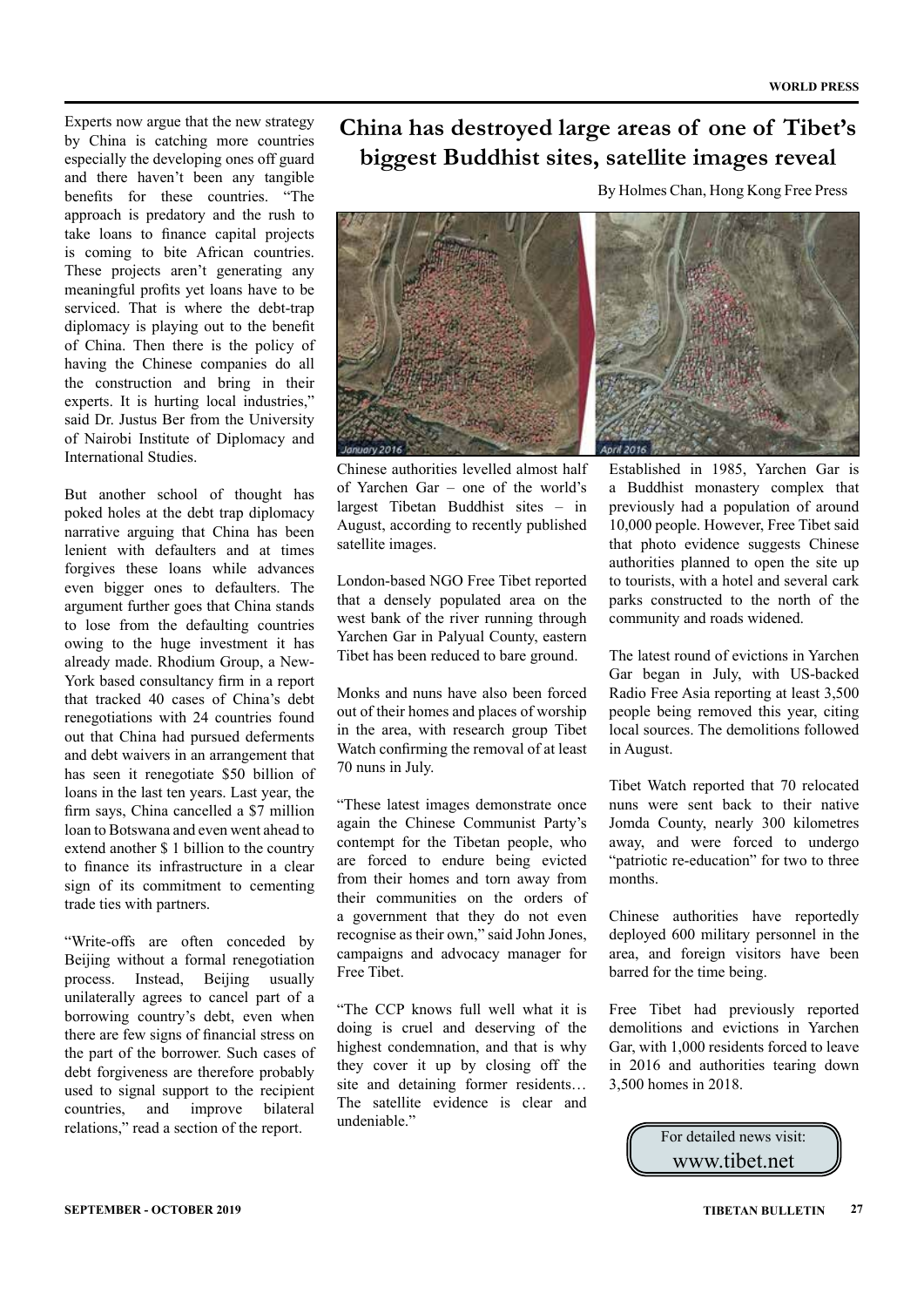Experts now argue that the new strategy by China is catching more countries especially the developing ones off guard and there haven't been any tangible benefits for these countries. "The approach is predatory and the rush to take loans to finance capital projects is coming to bite African countries. These projects aren't generating any meaningful profits yet loans have to be serviced. That is where the debt-trap diplomacy is playing out to the benefit of China. Then there is the policy of having the Chinese companies do all the construction and bring in their experts. It is hurting local industries," said Dr. Justus Ber from the University of Nairobi Institute of Diplomacy and International Studies.

But another school of thought has poked holes at the debt trap diplomacy narrative arguing that China has been lenient with defaulters and at times forgives these loans while advances even bigger ones to defaulters. The argument further goes that China stands to lose from the defaulting countries owing to the huge investment it has already made. Rhodium Group, a New-York based consultancy firm in a report that tracked 40 cases of China's debt renegotiations with 24 countries found out that China had pursued deferments and debt waivers in an arrangement that has seen it renegotiate \$50 billion of loans in the last ten years. Last year, the firm says, China cancelled a \$7 million loan to Botswana and even went ahead to extend another \$ 1 billion to the country to finance its infrastructure in a clear sign of its commitment to cementing trade ties with partners.

"Write-offs are often conceded by Beijing without a formal renegotiation process. Instead, Beijing usually unilaterally agrees to cancel part of a borrowing country's debt, even when there are few signs of financial stress on the part of the borrower. Such cases of debt forgiveness are therefore probably used to signal support to the recipient countries, and improve bilateral relations," read a section of the report.

# China has destroyed large areas of one of Tibet's biggest Buddhist sites, satellite images reveal

By Holmes Chan, Hong Kong Free Press

January 2016 — April 2016

Chinese authorities levelled almost half of Yarchen Gar – one of the world's largest Tibetan Buddhist sites – in August, according to recently published satellite images.

London-based NGO Free Tibet reported that a densely populated area on the west bank of the river running through Yarchen Gar in Palyual County, eastern Tibet has been reduced to bare ground.

Monks and nuns have also been forced out of their homes and places of worship in the area, with research group Tibet Watch confirming the removal of at least 70 nuns in July.

"These latest images demonstrate once again the Chinese Communist Party's contempt for the Tibetan people, who are forced to endure being evicted from their homes and torn away from their communities on the orders of a government that they do not even recognise as their own," said John Jones, campaigns and advocacy manager for Free Tibet.

"The CCP knows full well what it is doing is cruel and deserving of the highest condemnation, and that is why they cover it up by closing off the site and detaining former residents… The satellite evidence is clear and undeniable."

Established in 1985, Yarchen Gar is a Buddhist monastery complex that previously had a population of around 10,000 people. However, Free Tibet said that photo evidence suggests Chinese authorities planned to open the site up to tourists, with a hotel and several cark parks constructed to the north of the community and roads widened.

The latest round of evictions in Yarchen Gar began in July, with US-backed Radio Free Asia reporting at least 3,500 people being removed this year, citing local sources. The demolitions followed in August.

Tibet Watch reported that 70 relocated nuns were sent back to their native Jomda County, nearly 300 kilometres away, and were forced to undergo "patriotic re-education" for two to three months.

Chinese authorities have reportedly deployed 600 military personnel in the area, and foreign visitors have been barred for the time being.

Free Tibet had previously reported demolitions and evictions in Yarchen Gar, with 1,000 residents forced to leave in 2016 and authorities tearing down 3,500 homes in 2018.

For detailed news visit:
www.tibet.net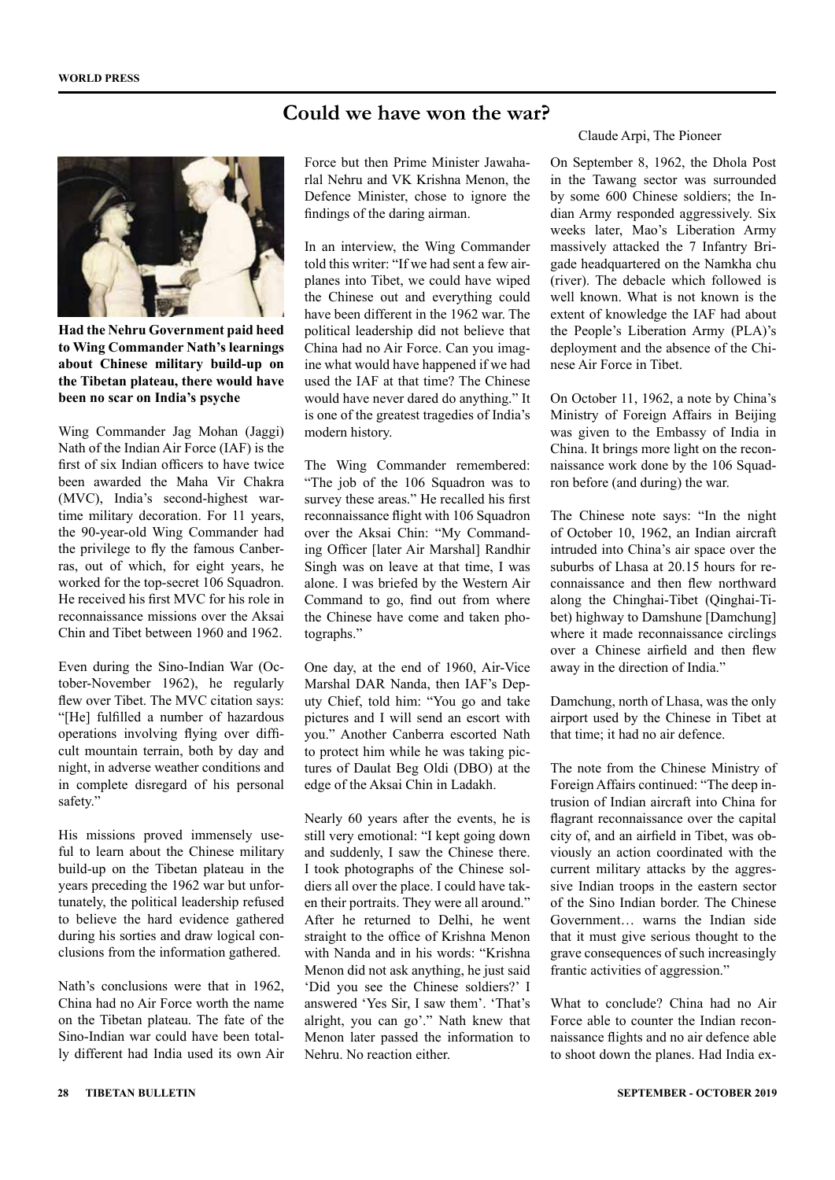# Could we have won the war?

Claude Arpi, The Pioneer

**Had the Nehru Government paid heed to Wing Commander Nath's learnings about Chinese military build-up on the Tibetan plateau, there would have been no scar on India's psyche**

Wing Commander Jag Mohan (Jaggi) Nath of the Indian Air Force (IAF) is the first of six Indian officers to have twice been awarded the Maha Vir Chakra (MVC), India's second-highest wartime military decoration. For 11 years, the 90-year-old Wing Commander had the privilege to fly the famous Canberras, out of which, for eight years, he worked for the top-secret 106 Squadron. He received his first MVC for his role in reconnaissance missions over the Aksai Chin and Tibet between 1960 and 1962.

Even during the Sino-Indian War (October-November 1962), he regularly flew over Tibet. The MVC citation says: "[He] fulfilled a number of hazardous operations involving flying over difficult mountain terrain, both by day and night, in adverse weather conditions and in complete disregard of his personal safety."

His missions proved immensely useful to learn about the Chinese military build-up on the Tibetan plateau in the years preceding the 1962 war but unfortunately, the political leadership refused to believe the hard evidence gathered during his sorties and draw logical conclusions from the information gathered.

Nath's conclusions were that in 1962, China had no Air Force worth the name on the Tibetan plateau. The fate of the Sino-Indian war could have been totally different had India used its own Air Force but then Prime Minister Jawaharlal Nehru and VK Krishna Menon, the Defence Minister, chose to ignore the findings of the daring airman.

In an interview, the Wing Commander told this writer: "If we had sent a few airplanes into Tibet, we could have wiped the Chinese out and everything could have been different in the 1962 war. The political leadership did not believe that China had no Air Force. Can you imagine what would have happened if we had used the IAF at that time? The Chinese would have never dared do anything." It is one of the greatest tragedies of India's modern history.

The Wing Commander remembered: "The job of the 106 Squadron was to survey these areas." He recalled his first reconnaissance flight with 106 Squadron over the Aksai Chin: "My Commanding Officer [later Air Marshal] Randhir Singh was on leave at that time, I was alone. I was briefed by the Western Air Command to go, find out from where the Chinese have come and taken photographs."

One day, at the end of 1960, Air-Vice Marshal DAR Nanda, then IAF's Deputy Chief, told him: "You go and take pictures and I will send an escort with you." Another Canberra escorted Nath to protect him while he was taking pictures of Daulat Beg Oldi (DBO) at the edge of the Aksai Chin in Ladakh.

Nearly 60 years after the events, he is still very emotional: "I kept going down and suddenly, I saw the Chinese there. I took photographs of the Chinese soldiers all over the place. I could have taken their portraits. They were all around." After he returned to Delhi, he went straight to the office of Krishna Menon with Nanda and in his words: "Krishna Menon did not ask anything, he just said 'Did you see the Chinese soldiers?' I answered 'Yes Sir, I saw them'. 'That's alright, you can go'." Nath knew that Menon later passed the information to Nehru. No reaction either.

On September 8, 1962, the Dhola Post in the Tawang sector was surrounded by some 600 Chinese soldiers; the Indian Army responded aggressively. Six weeks later, Mao's Liberation Army massively attacked the 7 Infantry Brigade headquartered on the Namkha chu (river). The debacle which followed is well known. What is not known is the extent of knowledge the IAF had about the People's Liberation Army (PLA)'s deployment and the absence of the Chinese Air Force in Tibet.

On October 11, 1962, a note by China's Ministry of Foreign Affairs in Beijing was given to the Embassy of India in China. It brings more light on the reconnaissance work done by the 106 Squadron before (and during) the war.

The Chinese note says: "In the night of October 10, 1962, an Indian aircraft intruded into China's air space over the suburbs of Lhasa at 20.15 hours for reconnaissance and then flew northward along the Chinghai-Tibet (Qinghai-Tibet) highway to Damshune [Damchung] where it made reconnaissance circlings over a Chinese airfield and then flew away in the direction of India."

Damchung, north of Lhasa, was the only airport used by the Chinese in Tibet at that time; it had no air defence.

The note from the Chinese Ministry of Foreign Affairs continued: "The deep intrusion of Indian aircraft into China for flagrant reconnaissance over the capital city of, and an airfield in Tibet, was obviously an action coordinated with the current military attacks by the aggressive Indian troops in the eastern sector of the Sino Indian border. The Chinese Government… warns the Indian side that it must give serious thought to the grave consequences of such increasingly frantic activities of aggression."

What to conclude? China had no Air Force able to counter the Indian reconnaissance flights and no air defence able to shoot down the planes. Had India ex-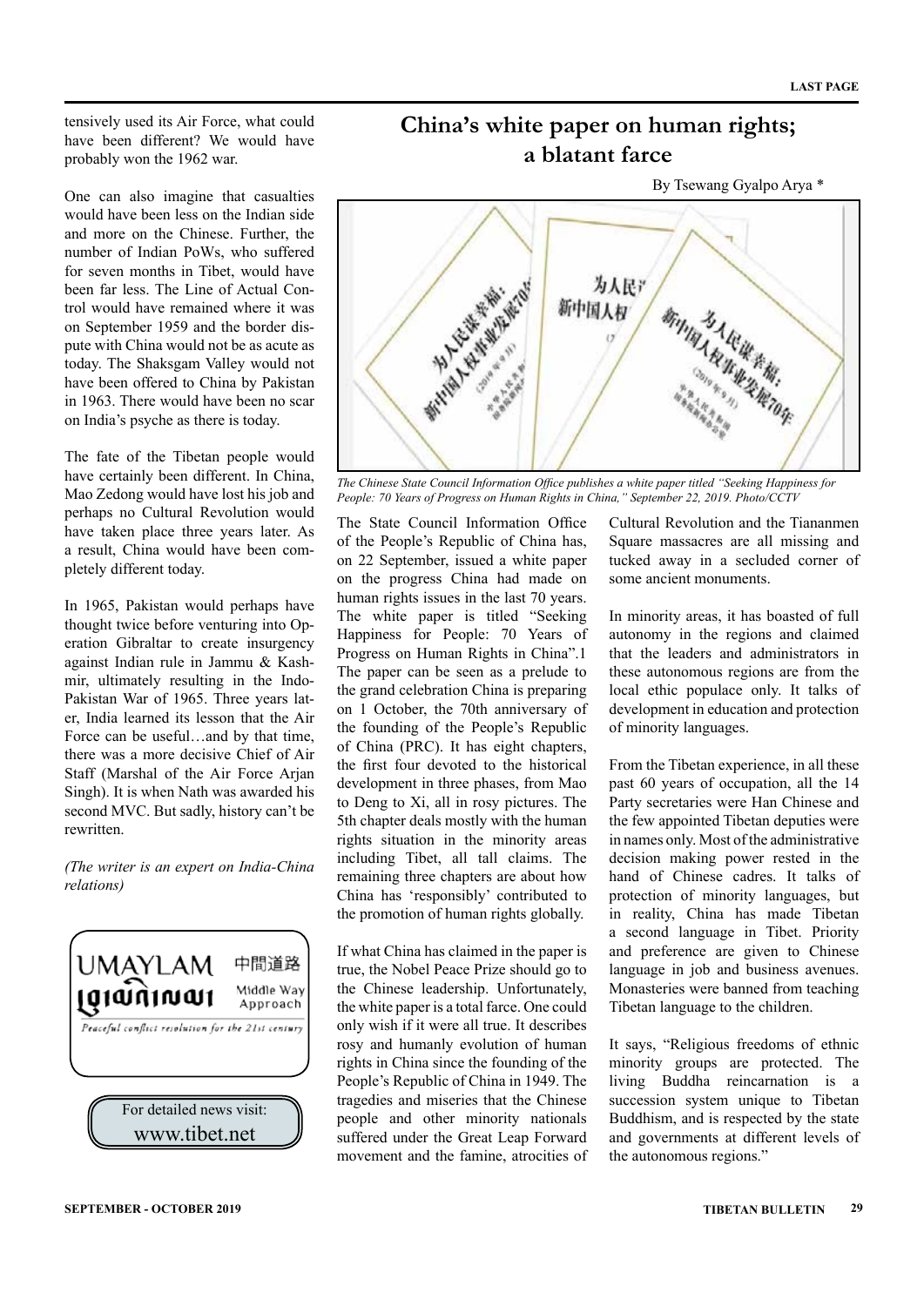tensively used its Air Force, what could have been different? We would have probably won the 1962 war.

One can also imagine that casualties would have been less on the Indian side and more on the Chinese. Further, the number of Indian PoWs, who suffered for seven months in Tibet, would have been far less. The Line of Actual Control would have remained where it was on September 1959 and the border dispute with China would not be as acute as today. The Shaksgam Valley would not have been offered to China by Pakistan in 1963. There would have been no scar on India's psyche as there is today.

The fate of the Tibetan people would have certainly been different. In China, Mao Zedong would have lost his job and perhaps no Cultural Revolution would have taken place three years later. As a result, China would have been completely different today.

In 1965, Pakistan would perhaps have thought twice before venturing into Operation Gibraltar to create insurgency against Indian rule in Jammu & Kashmir, ultimately resulting in the Indo-Pakistan War of 1965. Three years later, India learned its lesson that the Air Force can be useful…and by that time, there was a more decisive Chief of Air Staff (Marshal of the Air Force Arjan Singh). It is when Nath was awarded his second MVC. But sadly, history can't be rewritten.

*(The writer is an expert on India-China relations)*

UMAYLAM 中間道路 Middle Way Approach

*Peaceful conflict resolution for the 21st century*

For detailed news visit:
www.tibet.net

# China's white paper on human rights; a blatant farce

By Tsewang Gyalpo Arya *

*The Chinese State Council Information Office publishes a white paper titled "Seeking Happiness for People: 70 Years of Progress on Human Rights in China," September 22, 2019. Photo/CCTV*

The State Council Information Office of the People's Republic of China has, on 22 September, issued a white paper on the progress China had made on human rights issues in the last 70 years. The white paper is titled "Seeking Happiness for People: 70 Years of Progress on Human Rights in China".1 The paper can be seen as a prelude to the grand celebration China is preparing on 1 October, the 70th anniversary of the founding of the People's Republic of China (PRC). It has eight chapters, the first four devoted to the historical development in three phases, from Mao to Deng to Xi, all in rosy pictures. The 5th chapter deals mostly with the human rights situation in the minority areas including Tibet, all tall claims. The remaining three chapters are about how China has 'responsibly' contributed to the promotion of human rights globally.

If what China has claimed in the paper is true, the Nobel Peace Prize should go to the Chinese leadership. Unfortunately, the white paper is a total farce. One could only wish if it were all true. It describes rosy and humanly evolution of human rights in China since the founding of the People's Republic of China in 1949. The tragedies and miseries that the Chinese people and other minority nationals suffered under the Great Leap Forward movement and the famine, atrocities of Cultural Revolution and the Tiananmen Square massacres are all missing and tucked away in a secluded corner of some ancient monuments.

In minority areas, it has boasted of full autonomy in the regions and claimed that the leaders and administrators in these autonomous regions are from the local ethic populace only. It talks of development in education and protection of minority languages.

From the Tibetan experience, in all these past 60 years of occupation, all the 14 Party secretaries were Han Chinese and the few appointed Tibetan deputies were in names only. Most of the administrative decision making power rested in the hand of Chinese cadres. It talks of protection of minority languages, but in reality, China has made Tibetan a second language in Tibet. Priority and preference are given to Chinese language in job and business avenues. Monasteries were banned from teaching Tibetan language to the children.

It says, "Religious freedoms of ethnic minority groups are protected. The living Buddha reincarnation is a succession system unique to Tibetan Buddhism, and is respected by the state and governments at different levels of the autonomous regions."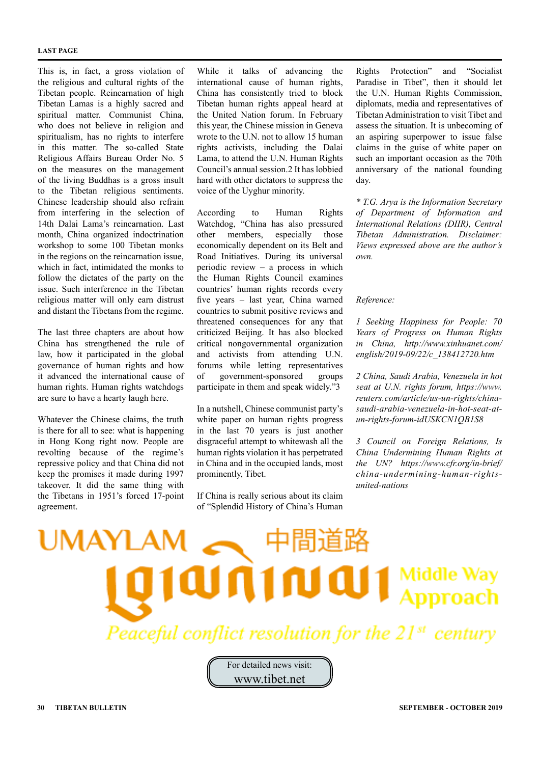This is, in fact, a gross violation of the religious and cultural rights of the Tibetan people. Reincarnation of high Tibetan Lamas is a highly sacred and spiritual matter. Communist China, who does not believe in religion and spiritualism, has no rights to interfere in this matter. The so-called State Religious Affairs Bureau Order No. 5 on the measures on the management of the living Buddhas is a gross insult to the Tibetan religious sentiments. Chinese leadership should also refrain from interfering in the selection of 14th Dalai Lama's reincarnation. Last month, China organized indoctrination workshop to some 100 Tibetan monks in the regions on the reincarnation issue, which in fact, intimidated the monks to follow the dictates of the party on the issue. Such interference in the Tibetan religious matter will only earn distrust and distant the Tibetans from the regime.

The last three chapters are about how China has strengthened the rule of law, how it participated in the global governance of human rights and how it advanced the international cause of human rights. Human rights watchdogs are sure to have a hearty laugh here.

Whatever the Chinese claims, the truth is there for all to see: what is happening in Hong Kong right now. People are revolting because of the regime's repressive policy and that China did not keep the promises it made during 1997 takeover. It did the same thing with the Tibetans in 1951's forced 17-point agreement.

While it talks of advancing the international cause of human rights, China has consistently tried to block Tibetan human rights appeal heard at the United Nation forum. In February this year, the Chinese mission in Geneva wrote to the U.N. not to allow 15 human rights activists, including the Dalai Lama, to attend the U.N. Human Rights Council's annual session.2 It has lobbied hard with other dictators to suppress the voice of the Uyghur minority.

According to Human Rights Watchdog, "China has also pressured other members, especially those economically dependent on its Belt and Road Initiatives. During its universal periodic review – a process in which the Human Rights Council examines countries' human rights records every five years – last year, China warned countries to submit positive reviews and threatened consequences for any that criticized Beijing. It has also blocked critical nongovernmental organization and activists from attending U.N. forums while letting representatives of government-sponsored groups participate in them and speak widely."3

In a nutshell, Chinese communist party's white paper on human rights progress in the last 70 years is just another disgraceful attempt to whitewash all the human rights violation it has perpetrated in China and in the occupied lands, most prominently, Tibet.

If China is really serious about its claim of "Splendid History of China's Human Rights Protection" and "Socialist Paradise in Tibet", then it should let the U.N. Human Rights Commission, diplomats, media and representatives of Tibetan Administration to visit Tibet and assess the situation. It is unbecoming of an aspiring superpower to issue false claims in the guise of white paper on such an important occasion as the 70th anniversary of the national founding day.

*\* T.G. Arya is the Information Secretary of Department of Information and International Relations (DIIR), Central Tibetan Administration. Disclaimer: Views expressed above are the author's own.*

*Reference:*

*1 Seeking Happiness for People: 70 Years of Progress on Human Rights in China, http://www.xinhuanet.com/english/2019-09/22/c_138412720.htm*

*2 China, Saudi Arabia, Venezuela in hot seat at U.N. rights forum, https://www.reuters.com/article/us-un-rights/china-saudi-arabia-venezuela-in-hot-seat-at-un-rights-forum-idUSKCN1QB1S8*

*3 Council on Foreign Relations, Is China Undermining Human Rights at the UN? https://www.cfr.org/in-brief/china-undermining-human-rights-united-nations*

UMAYLAM 中間道路 Middle Way Approach

*Peaceful conflict resolution for the 21st century*

For detailed news visit:
www.tibet.net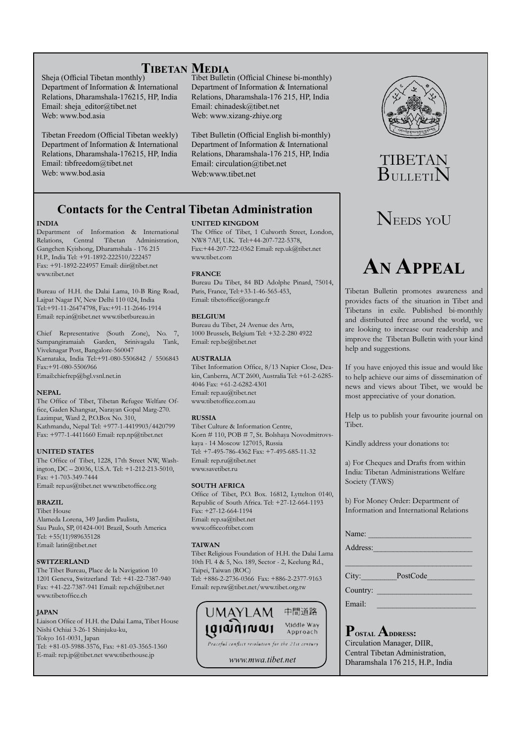# Tibetan Media

Sheja (Official Tibetan monthly)
Department of Information & International Relations, Dharamshala-176215, HP, India
Email: sheja_editor@tibet.net
Web: www.bod.asia

Tibetan Freedom (Official Tibetan weekly)
Department of Information & International Relations, Dharamshala-176215, HP, India
Email: tibfreedom@tibet.net
Web: www.bod.asia

Tibet Bulletin (Official Chinese bi-monthly)
Department of Information & International Relations, Dharamshala-176 215, HP, India
Email: chinadesk@tibet.net
Web: www.xizang-zhiye.org

Tibet Bulletin (Official English bi-monthly)
Department of Information & International Relations, Dharamshala-176 215, HP, India
Email: circulation@tibet.net
Web:www.tibet.net

## Contacts for the Central Tibetan Administration

**INDIA**
Department of Information & International Relations, Central Tibetan Administration, Gangchen Kyishong, Dharamshala - 176 215 H.P., India Tel: +91-1892-222510/222457 Fax: +91-1892-224957 Email: diir@tibet.net www.tibet.net

Bureau of H.H. the Dalai Lama, 10-B Ring Road, Lajpat Nagar IV, New Delhi 110 024, India Tel:+91-11-26474798, Fax:+91-11-2646-1914 Email: rep.in@tibet.net www.tibetbureau.in

Chief Representative (South Zone), No. 7, Sampangiramaiah Garden, Srinivagalu Tank, Viveknagar Post, Bangalore-560047 Karnataka, India Tel:+91-080-5506842 / 5506843 Fax:+91-080-5506966 Email:chiefrep@bgl.vsnl.net.in

**NEPAL**
The Office of Tibet, Tibetan Refugee Welfare Office, Gaden Khangsar, Narayan Gopal Marg-270. Lazimpat, Ward 2, P.O.Box No. 310, Kathmandu, Nepal Tel: +977-1-4419903/4420799 Fax: +977-1-4411660 Email: rep.np@tibet.net

**UNITED STATES**
The Office of Tibet, 1228, 17th Street NW, Washington, DC – 20036, U.S.A. Tel: +1-212-213-5010, Fax: +1-703-349-7444
Email: rep.us@tibet.net www.tibetoffice.org

**BRAZIL**
Tibet House
Alameda Lorena, 349 Jardim Paulista, Sau Paulo, SP, 01424-001 Brazil, South America
Tel: +55(11)989635128
Email: latin@tibet.net

**SWITZERLAND**
The Tibet Bureau, Place de la Navigation 10
1201 Geneva, Switzerland Tel: +41-22-7387-940 Fax: +41-22-7387-941 Email: rep.ch@tibet.net www.tibetoffice.ch

**JAPAN**
Liaison Office of H.H. the Dalai Lama, Tibet House Nishi Ochiai 3-26-1 Shinjuku-ku,
Tokyo 161-0031, Japan
Tel: +81-03-5988-3576, Fax: +81-03-3565-1360
E-mail: rep.jp@tibet.net www.tibethouse.jp

**UNITED KINGDOM**
The Office of Tibet, 1 Culworth Street, London, NW8 7AF, U.K. Tel:+44-207-722-5378, Fax:+44-207-722-0362 Email: rep.uk@tibet.net www.tibet.com

**FRANCE**
Bureau Du Tibet, 84 BD Adolphe Pinard, 75014, Paris, France, Tel:+33-1-46-565-453,
Email: tibetoffice@orange.fr

**BELGIUM**
Bureau du Tibet, 24 Avenue des Arts,
1000 Brussels, Belgium Tel: +32-2-280 4922
Email: rep.be@tibet.net

**AUSTRALIA**
Tibet Information Office, 8/13 Napier Close, Deakin, Canberra, ACT 2600, Australia Tel: +61-2-6285-4046 Fax: +61-2-6282-4301
Email: rep.au@tibet.net
www.tibetoffice.com.au

**RUSSIA**
Tibet Culture & Information Centre,
Korn # 110, POB # 7, St. Bolshaya Novodmitrovskaya - 14 Moscow 127015, Russia
Tel: +7-495-786-4362 Fax: +7-495-685-11-32
Email: rep.ru@tibet.net
www.savetibet.ru

**SOUTH AFRICA**
Office of Tibet, P.O. Box. 16812, Lyttelton 0140, Republic of South Africa. Tel: +27-12-664-1193
Fax: +27-12-664-1194
Email: rep.sa@tibet.net
www.officeoftibet.com

**TAIWAN**
Tibet Religious Foundation of H.H. the Dalai Lama
10th Fl. 4 & 5, No. 189, Sector - 2, Keelung Rd., Taipei, Taiwan (ROC)
Tel: +886-2-2736-0366 Fax: +886-2-2377-9163
Email: rep.tw@tibet.net/www.tibet.org.tw

UMAYLAM 中間道路 Middle Way Approach
*Peaceful conflict resolution for the 21st century*
*www.mwa.tibet.net*

TIBETAN BULLETIN

NEEDS YOU

# An Appeal

Tibetan Bulletin promotes awareness and provides facts of the situation in Tibet and Tibetans in exile. Published bi-monthly and distributed free around the world, we are looking to increase our readership and improve the Tibetan Bulletin with your kind help and suggestions.

If you have enjoyed this issue and would like to help achieve our aims of dissemination of news and views about Tibet, we would be most appreciative of your donation.

Help us to publish your favourite journal on Tibet.

Kindly address your donations to:

a) For Cheques and Drafts from within India: Tibetan Administrations Welfare Society (TAWS)

b) For Money Order: Department of Information and International Relations

Name: ____________________

Address: ____________________

____________________

City: ________ PostCode ________

Country: ____________________

Email: ____________________

**Postal Address:**
Circulation Manager, DIIR,
Central Tibetan Administration,
Dharamshala 176 215, H.P., India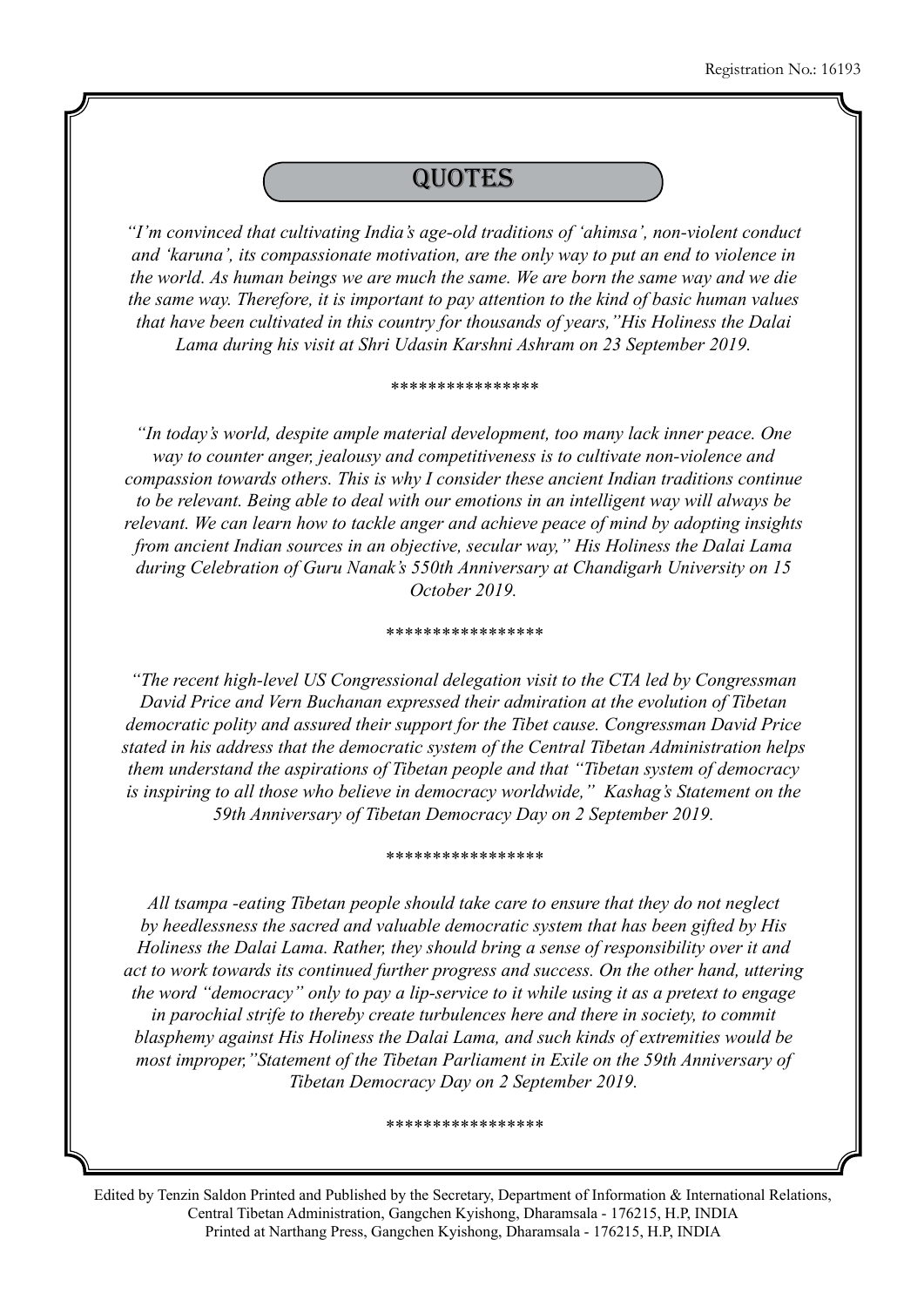Registration No.: 16193

## QUOTES

*"I'm convinced that cultivating India's age-old traditions of 'ahimsa', non-violent conduct and 'karuna', its compassionate motivation, are the only way to put an end to violence in the world. As human beings we are much the same. We are born the same way and we die the same way. Therefore, it is important to pay attention to the kind of basic human values that have been cultivated in this country for thousands of years,"His Holiness the Dalai Lama during his visit at Shri Udasin Karshni Ashram on 23 September 2019.*

****************

*"In today's world, despite ample material development, too many lack inner peace. One way to counter anger, jealousy and competitiveness is to cultivate non-violence and compassion towards others. This is why I consider these ancient Indian traditions continue to be relevant. Being able to deal with our emotions in an intelligent way will always be relevant. We can learn how to tackle anger and achieve peace of mind by adopting insights from ancient Indian sources in an objective, secular way," His Holiness the Dalai Lama during Celebration of Guru Nanak's 550th Anniversary at Chandigarh University on 15 October 2019.*

*****************

*"The recent high-level US Congressional delegation visit to the CTA led by Congressman David Price and Vern Buchanan expressed their admiration at the evolution of Tibetan democratic polity and assured their support for the Tibet cause. Congressman David Price stated in his address that the democratic system of the Central Tibetan Administration helps them understand the aspirations of Tibetan people and that "Tibetan system of democracy is inspiring to all those who believe in democracy worldwide," Kashag's Statement on the 59th Anniversary of Tibetan Democracy Day on 2 September 2019.*

*****************

*All tsampa -eating Tibetan people should take care to ensure that they do not neglect by heedlessness the sacred and valuable democratic system that has been gifted by His Holiness the Dalai Lama. Rather, they should bring a sense of responsibility over it and act to work towards its continued further progress and success. On the other hand, uttering the word "democracy" only to pay a lip-service to it while using it as a pretext to engage in parochial strife to thereby create turbulences here and there in society, to commit blasphemy against His Holiness the Dalai Lama, and such kinds of extremities would be most improper,"Statement of the Tibetan Parliament in Exile on the 59th Anniversary of Tibetan Democracy Day on 2 September 2019.*

*****************

Edited by Tenzin Saldon Printed and Published by the Secretary, Department of Information & International Relations, Central Tibetan Administration, Gangchen Kyishong, Dharamsala - 176215, H.P, INDIA
Printed at Narthang Press, Gangchen Kyishong, Dharamsala - 176215, H.P, INDIA